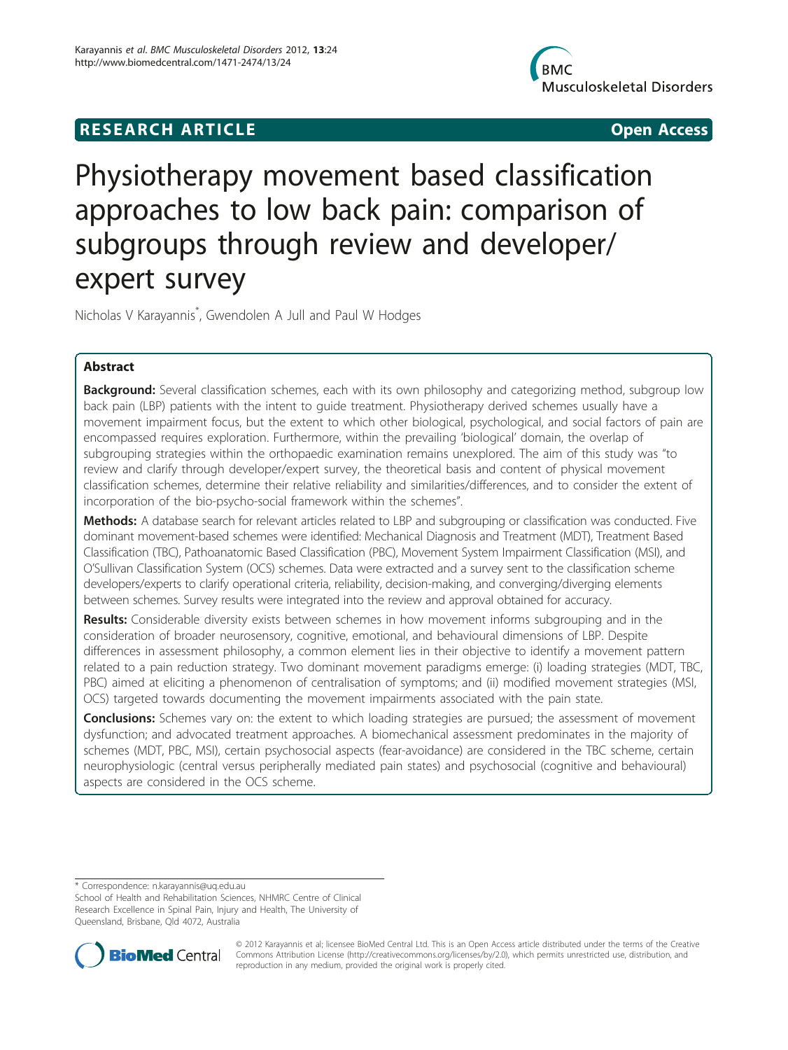**RESEARCH ARTICLE** **Open Access**

# Physiotherapy movement based classification approaches to low back pain: comparison of subgroups through review and developer/expert survey

Nicholas V Karayannis*, Gwendolen A Jull and Paul W Hodges

## Abstract

**Background:** Several classification schemes, each with its own philosophy and categorizing method, subgroup low back pain (LBP) patients with the intent to guide treatment. Physiotherapy derived schemes usually have a movement impairment focus, but the extent to which other biological, psychological, and social factors of pain are encompassed requires exploration. Furthermore, within the prevailing 'biological' domain, the overlap of subgrouping strategies within the orthopaedic examination remains unexplored. The aim of this study was "to review and clarify through developer/expert survey, the theoretical basis and content of physical movement classification schemes, determine their relative reliability and similarities/differences, and to consider the extent of incorporation of the bio-psycho-social framework within the schemes".

**Methods:** A database search for relevant articles related to LBP and subgrouping or classification was conducted. Five dominant movement-based schemes were identified: Mechanical Diagnosis and Treatment (MDT), Treatment Based Classification (TBC), Pathoanatomic Based Classification (PBC), Movement System Impairment Classification (MSI), and O'Sullivan Classification System (OCS) schemes. Data were extracted and a survey sent to the classification scheme developers/experts to clarify operational criteria, reliability, decision-making, and converging/diverging elements between schemes. Survey results were integrated into the review and approval obtained for accuracy.

**Results:** Considerable diversity exists between schemes in how movement informs subgrouping and in the consideration of broader neurosensory, cognitive, emotional, and behavioural dimensions of LBP. Despite differences in assessment philosophy, a common element lies in their objective to identify a movement pattern related to a pain reduction strategy. Two dominant movement paradigms emerge: (i) loading strategies (MDT, TBC, PBC) aimed at eliciting a phenomenon of centralisation of symptoms; and (ii) modified movement strategies (MSI, OCS) targeted towards documenting the movement impairments associated with the pain state.

**Conclusions:** Schemes vary on: the extent to which loading strategies are pursued; the assessment of movement dysfunction; and advocated treatment approaches. A biomechanical assessment predominates in the majority of schemes (MDT, PBC, MSI), certain psychosocial aspects (fear-avoidance) are considered in the TBC scheme, certain neurophysiologic (central versus peripherally mediated pain states) and psychosocial (cognitive and behavioural) aspects are considered in the OCS scheme.

\* Correspondence: n.karayannis@uq.edu.au
School of Health and Rehabilitation Sciences, NHMRC Centre of Clinical Research Excellence in Spinal Pain, Injury and Health, The University of Queensland, Brisbane, Qld 4072, Australia

© 2012 Karayannis et al; licensee BioMed Central Ltd. This is an Open Access article distributed under the terms of the Creative Commons Attribution License (http://creativecommons.org/licenses/by/2.0), which permits unrestricted use, distribution, and reproduction in any medium, provided the original work is properly cited.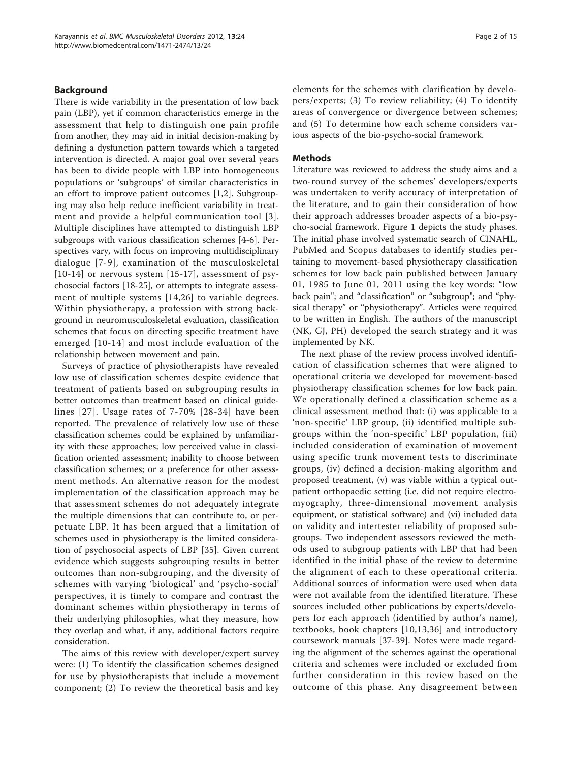## Background

There is wide variability in the presentation of low back pain (LBP), yet if common characteristics emerge in the assessment that help to distinguish one pain profile from another, they may aid in initial decision-making by defining a dysfunction pattern towards which a targeted intervention is directed. A major goal over several years has been to divide people with LBP into homogeneous populations or 'subgroups' of similar characteristics in an effort to improve patient outcomes [1,2]. Subgrouping may also help reduce inefficient variability in treatment and provide a helpful communication tool [3]. Multiple disciplines have attempted to distinguish LBP subgroups with various classification schemes [4-6]. Perspectives vary, with focus on improving multidisciplinary dialogue [7-9], examination of the musculoskeletal [10-14] or nervous system [15-17], assessment of psychosocial factors [18-25], or attempts to integrate assessment of multiple systems [14,26] to variable degrees. Within physiotherapy, a profession with strong background in neuromusculoskeletal evaluation, classification schemes that focus on directing specific treatment have emerged [10-14] and most include evaluation of the relationship between movement and pain.

Surveys of practice of physiotherapists have revealed low use of classification schemes despite evidence that treatment of patients based on subgrouping results in better outcomes than treatment based on clinical guidelines [27]. Usage rates of 7-70% [28-34] have been reported. The prevalence of relatively low use of these classification schemes could be explained by unfamiliarity with these approaches; low perceived value in classification oriented assessment; inability to choose between classification schemes; or a preference for other assessment methods. An alternative reason for the modest implementation of the classification approach may be that assessment schemes do not adequately integrate the multiple dimensions that can contribute to, or perpetuate LBP. It has been argued that a limitation of schemes used in physiotherapy is the limited consideration of psychosocial aspects of LBP [35]. Given current evidence which suggests subgrouping results in better outcomes than non-subgrouping, and the diversity of schemes with varying 'biological' and 'psycho-social' perspectives, it is timely to compare and contrast the dominant schemes within physiotherapy in terms of their underlying philosophies, what they measure, how they overlap and what, if any, additional factors require consideration.

The aims of this review with developer/expert survey were: (1) To identify the classification schemes designed for use by physiotherapists that include a movement component; (2) To review the theoretical basis and key elements for the schemes with clarification by developers/experts; (3) To review reliability; (4) To identify areas of convergence or divergence between schemes; and (5) To determine how each scheme considers various aspects of the bio-psycho-social framework.

## Methods

Literature was reviewed to address the study aims and a two-round survey of the schemes' developers/experts was undertaken to verify accuracy of interpretation of the literature, and to gain their consideration of how their approach addresses broader aspects of a bio-psycho-social framework. Figure 1 depicts the study phases. The initial phase involved systematic search of CINAHL, PubMed and Scopus databases to identify studies pertaining to movement-based physiotherapy classification schemes for low back pain published between January 01, 1985 to June 01, 2011 using the key words: "low back pain"; and "classification" or "subgroup"; and "physical therapy" or "physiotherapy". Articles were required to be written in English. The authors of the manuscript (NK, GJ, PH) developed the search strategy and it was implemented by NK.

The next phase of the review process involved identification of classification schemes that were aligned to operational criteria we developed for movement-based physiotherapy classification schemes for low back pain. We operationally defined a classification scheme as a clinical assessment method that: (i) was applicable to a 'non-specific' LBP group, (ii) identified multiple subgroups within the 'non-specific' LBP population, (iii) included consideration of examination of movement using specific trunk movement tests to discriminate groups, (iv) defined a decision-making algorithm and proposed treatment, (v) was viable within a typical outpatient orthopaedic setting (i.e. did not require electromyography, three-dimensional movement analysis equipment, or statistical software) and (vi) included data on validity and intertester reliability of proposed subgroups. Two independent assessors reviewed the methods used to subgroup patients with LBP that had been identified in the initial phase of the review to determine the alignment of each to these operational criteria. Additional sources of information were used when data were not available from the identified literature. These sources included other publications by experts/developers for each approach (identified by author's name), textbooks, book chapters [10,13,36] and introductory coursework manuals [37-39]. Notes were made regarding the alignment of the schemes against the operational criteria and schemes were included or excluded from further consideration in this review based on the outcome of this phase. Any disagreement between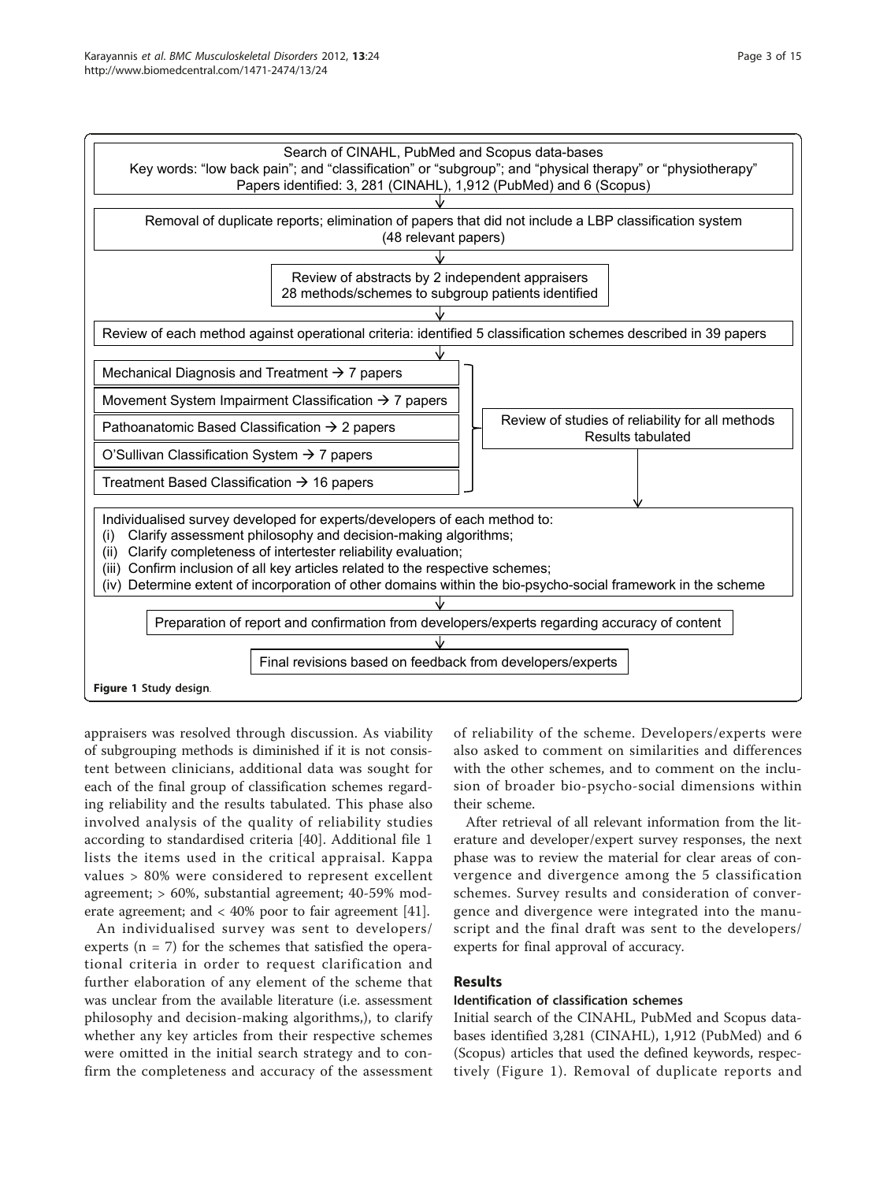Search of CINAHL, PubMed and Scopus data-bases
Key words: "low back pain"; and "classification" or "subgroup"; and "physical therapy" or "physiotherapy"
Papers identified: 3, 281 (CINAHL), 1,912 (PubMed) and 6 (Scopus)

↓

Removal of duplicate reports; elimination of papers that did not include a LBP classification system (48 relevant papers)

↓

Review of abstracts by 2 independent appraisers
28 methods/schemes to subgroup patients identified

↓

Review of each method against operational criteria: identified 5 classification schemes described in 39 papers

↓

- Mechanical Diagnosis and Treatment → 7 papers
- Movement System Impairment Classification → 7 papers
- Pathoanatomic Based Classification → 2 papers
- O'Sullivan Classification System → 7 papers
- Treatment Based Classification → 16 papers

Review of studies of reliability for all methods
Results tabulated

↓

Individualised survey developed for experts/developers of each method to:
(i) Clarify assessment philosophy and decision-making algorithms;
(ii) Clarify completeness of intertester reliability evaluation;
(iii) Confirm inclusion of all key articles related to the respective schemes;
(iv) Determine extent of incorporation of other domains within the bio-psycho-social framework in the scheme

↓

Preparation of report and confirmation from developers/experts regarding accuracy of content

↓

Final revisions based on feedback from developers/experts

**Figure 1** Study design.

appraisers was resolved through discussion. As viability of subgrouping methods is diminished if it is not consistent between clinicians, additional data was sought for each of the final group of classification schemes regarding reliability and the results tabulated. This phase also involved analysis of the quality of reliability studies according to standardised criteria [40]. Additional file 1 lists the items used in the critical appraisal. Kappa values > 80% were considered to represent excellent agreement; > 60%, substantial agreement; 40-59% moderate agreement; and < 40% poor to fair agreement [41].

An individualised survey was sent to developers/experts (n = 7) for the schemes that satisfied the operational criteria in order to request clarification and further elaboration of any element of the scheme that was unclear from the available literature (i.e. assessment philosophy and decision-making algorithms,), to clarify whether any key articles from their respective schemes were omitted in the initial search strategy and to confirm the completeness and accuracy of the assessment of reliability of the scheme. Developers/experts were also asked to comment on similarities and differences with the other schemes, and to comment on the inclusion of broader bio-psycho-social dimensions within their scheme.

After retrieval of all relevant information from the literature and developer/expert survey responses, the next phase was to review the material for clear areas of convergence and divergence among the 5 classification schemes. Survey results and consideration of convergence and divergence were integrated into the manuscript and the final draft was sent to the developers/experts for final approval of accuracy.

## Results

### Identification of classification schemes

Initial search of the CINAHL, PubMed and Scopus databases identified 3,281 (CINAHL), 1,912 (PubMed) and 6 (Scopus) articles that used the defined keywords, respectively (Figure 1). Removal of duplicate reports and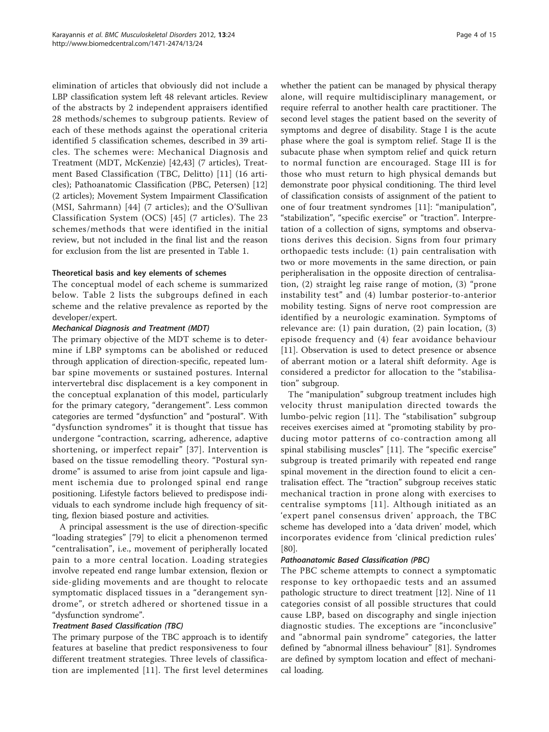elimination of articles that obviously did not include a LBP classification system left 48 relevant articles. Review of the abstracts by 2 independent appraisers identified 28 methods/schemes to subgroup patients. Review of each of these methods against the operational criteria identified 5 classification schemes, described in 39 articles. The schemes were: Mechanical Diagnosis and Treatment (MDT, McKenzie) [42,43] (7 articles), Treatment Based Classification (TBC, Delitto) [11] (16 articles); Pathoanatomic Classification (PBC, Petersen) [12] (2 articles); Movement System Impairment Classification (MSI, Sahrmann) [44] (7 articles); and the O'Sullivan Classification System (OCS) [45] (7 articles). The 23 schemes/methods that were identified in the initial review, but not included in the final list and the reason for exclusion from the list are presented in Table 1.

### Theoretical basis and key elements of schemes

The conceptual model of each scheme is summarized below. Table 2 lists the subgroups defined in each scheme and the relative prevalence as reported by the developer/expert.

#### *Mechanical Diagnosis and Treatment (MDT)*

The primary objective of the MDT scheme is to determine if LBP symptoms can be abolished or reduced through application of direction-specific, repeated lumbar spine movements or sustained postures. Internal intervertebral disc displacement is a key component in the conceptual explanation of this model, particularly for the primary category, "derangement". Less common categories are termed "dysfunction" and "postural". With "dysfunction syndromes" it is thought that tissue has undergone "contraction, scarring, adherence, adaptive shortening, or imperfect repair" [37]. Intervention is based on the tissue remodelling theory. "Postural syndrome" is assumed to arise from joint capsule and ligament ischemia due to prolonged spinal end range positioning. Lifestyle factors believed to predispose individuals to each syndrome include high frequency of sitting, flexion biased posture and activities.

A principal assessment is the use of direction-specific "loading strategies" [79] to elicit a phenomenon termed "centralisation", i.e., movement of peripherally located pain to a more central location. Loading strategies involve repeated end range lumbar extension, flexion or side-gliding movements and are thought to relocate symptomatic displaced tissues in a "derangement syndrome", or stretch adhered or shortened tissue in a "dysfunction syndrome".

#### *Treatment Based Classification (TBC)*

The primary purpose of the TBC approach is to identify features at baseline that predict responsiveness to four different treatment strategies. Three levels of classification are implemented [11]. The first level determines whether the patient can be managed by physical therapy alone, will require multidisciplinary management, or require referral to another health care practitioner. The second level stages the patient based on the severity of symptoms and degree of disability. Stage I is the acute phase where the goal is symptom relief. Stage II is the subacute phase when symptom relief and quick return to normal function are encouraged. Stage III is for those who must return to high physical demands but demonstrate poor physical conditioning. The third level of classification consists of assignment of the patient to one of four treatment syndromes [11]: "manipulation", "stabilization", "specific exercise" or "traction". Interpretation of a collection of signs, symptoms and observations derives this decision. Signs from four primary orthopaedic tests include: (1) pain centralisation with two or more movements in the same direction, or pain peripheralisation in the opposite direction of centralisation, (2) straight leg raise range of motion, (3) "prone instability test" and (4) lumbar posterior-to-anterior mobility testing. Signs of nerve root compression are identified by a neurologic examination. Symptoms of relevance are: (1) pain duration, (2) pain location, (3) episode frequency and (4) fear avoidance behaviour [11]. Observation is used to detect presence or absence of aberrant motion or a lateral shift deformity. Age is considered a predictor for allocation to the "stabilisation" subgroup.

The "manipulation" subgroup treatment includes high velocity thrust manipulation directed towards the lumbo-pelvic region [11]. The "stabilisation" subgroup receives exercises aimed at "promoting stability by producing motor patterns of co-contraction among all spinal stabilising muscles" [11]. The "specific exercise" subgroup is treated primarily with repeated end range spinal movement in the direction found to elicit a centralisation effect. The "traction" subgroup receives static mechanical traction in prone along with exercises to centralise symptoms [11]. Although initiated as an 'expert panel consensus driven' approach, the TBC scheme has developed into a 'data driven' model, which incorporates evidence from 'clinical prediction rules' [80].

#### *Pathoanatomic Based Classification (PBC)*

The PBC scheme attempts to connect a symptomatic response to key orthopaedic tests and an assumed pathologic structure to direct treatment [12]. Nine of 11 categories consist of all possible structures that could cause LBP, based on discography and single injection diagnostic studies. The exceptions are "inconclusive" and "abnormal pain syndrome" categories, the latter defined by "abnormal illness behaviour" [81]. Syndromes are defined by symptom location and effect of mechanical loading.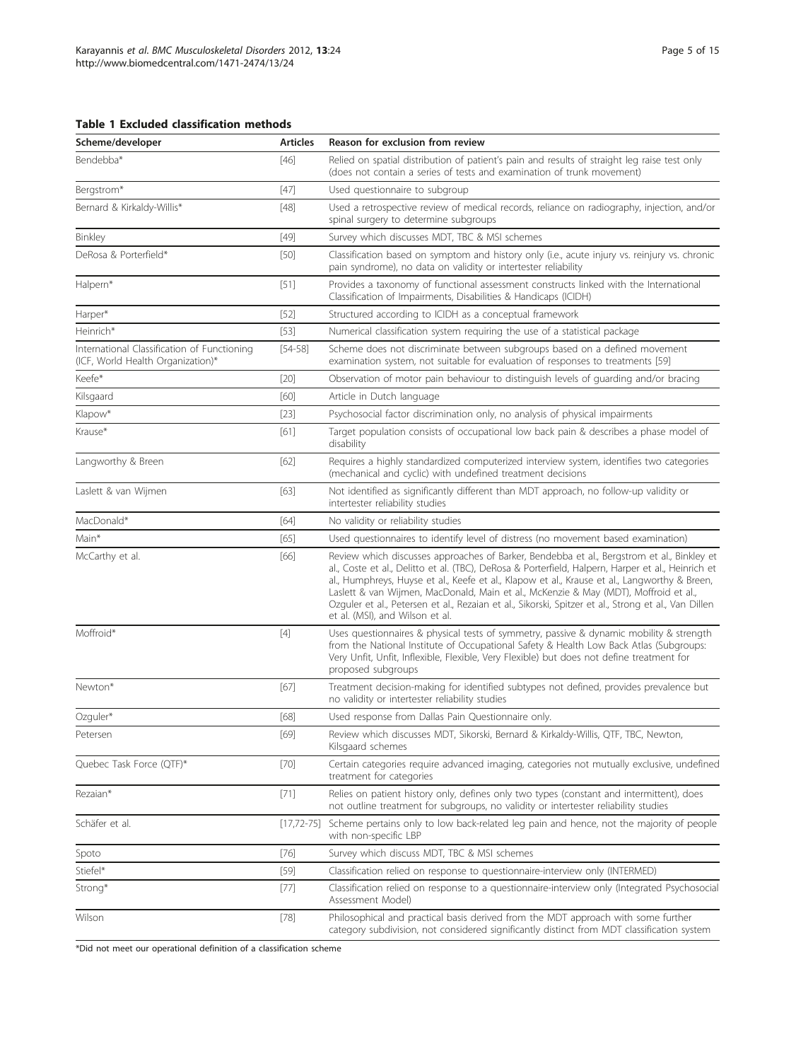**Table 1 Excluded classification methods**

| Scheme/developer | Articles | Reason for exclusion from review |
|---|---|---|
| Bendebba* | [46] | Relied on spatial distribution of patient's pain and results of straight leg raise test only (does not contain a series of tests and examination of trunk movement) |
| Bergstrom* | [47] | Used questionnaire to subgroup |
| Bernard & Kirkaldy-Willis* | [48] | Used a retrospective review of medical records, reliance on radiography, injection, and/or spinal surgery to determine subgroups |
| Binkley | [49] | Survey which discusses MDT, TBC & MSI schemes |
| DeRosa & Porterfield* | [50] | Classification based on symptom and history only (i.e., acute injury vs. reinjury vs. chronic pain syndrome), no data on validity or intertester reliability |
| Halpern* | [51] | Provides a taxonomy of functional assessment constructs linked with the International Classification of Impairments, Disabilities & Handicaps (ICIDH) |
| Harper* | [52] | Structured according to ICIDH as a conceptual framework |
| Heinrich* | [53] | Numerical classification system requiring the use of a statistical package |
| International Classification of Functioning (ICF, World Health Organization)* | [54-58] | Scheme does not discriminate between subgroups based on a defined movement examination system, not suitable for evaluation of responses to treatments [59] |
| Keefe* | [20] | Observation of motor pain behaviour to distinguish levels of guarding and/or bracing |
| Kilsgaard | [60] | Article in Dutch language |
| Klapow* | [23] | Psychosocial factor discrimination only, no analysis of physical impairments |
| Krause* | [61] | Target population consists of occupational low back pain & describes a phase model of disability |
| Langworthy & Breen | [62] | Requires a highly standardized computerized interview system, identifies two categories (mechanical and cyclic) with undefined treatment decisions |
| Laslett & van Wijmen | [63] | Not identified as significantly different than MDT approach, no follow-up validity or intertester reliability studies |
| MacDonald* | [64] | No validity or reliability studies |
| Main* | [65] | Used questionnaires to identify level of distress (no movement based examination) |
| McCarthy et al. | [66] | Review which discusses approaches of Barker, Bendebba et al., Bergstrom et al., Binkley et al., Coste et al., Delitto et al. (TBC), DeRosa & Porterfield, Halpern, Harper et al., Heinrich et al., Humphreys, Huyse et al., Keefe et al., Klapow et al., Krause et al., Langworthy & Breen, Laslett & van Wijmen, MacDonald, Main et al., McKenzie & May (MDT), Moffroid et al., Ozguler et al., Petersen et al., Rezaian et al., Sikorski, Spitzer et al., Strong et al., Van Dillen et al. (MSI), and Wilson et al. |
| Moffroid* | [4] | Uses questionnaires & physical tests of symmetry, passive & dynamic mobility & strength from the National Institute of Occupational Safety & Health Low Back Atlas (Subgroups: Very Unfit, Unfit, Inflexible, Flexible, Very Flexible) but does not define treatment for proposed subgroups |
| Newton* | [67] | Treatment decision-making for identified subtypes not defined, provides prevalence but no validity or intertester reliability studies |
| Ozguler* | [68] | Used response from Dallas Pain Questionnaire only. |
| Petersen | [69] | Review which discusses MDT, Sikorski, Bernard & Kirkaldy-Willis, QTF, TBC, Newton, Kilsgaard schemes |
| Quebec Task Force (QTF)* | [70] | Certain categories require advanced imaging, categories not mutually exclusive, undefined treatment for categories |
| Rezaian* | [71] | Relies on patient history only, defines only two types (constant and intermittent), does not outline treatment for subgroups, no validity or intertester reliability studies |
| Schäfer et al. | [17,72-75] | Scheme pertains only to low back-related leg pain and hence, not the majority of people with non-specific LBP |
| Spoto | [76] | Survey which discuss MDT, TBC & MSI schemes |
| Stiefel* | [59] | Classification relied on response to questionnaire-interview only (INTERMED) |
| Strong* | [77] | Classification relied on response to a questionnaire-interview only (Integrated Psychosocial Assessment Model) |
| Wilson | [78] | Philosophical and practical basis derived from the MDT approach with some further category subdivision, not considered significantly distinct from MDT classification system |

*Did not meet our operational definition of a classification scheme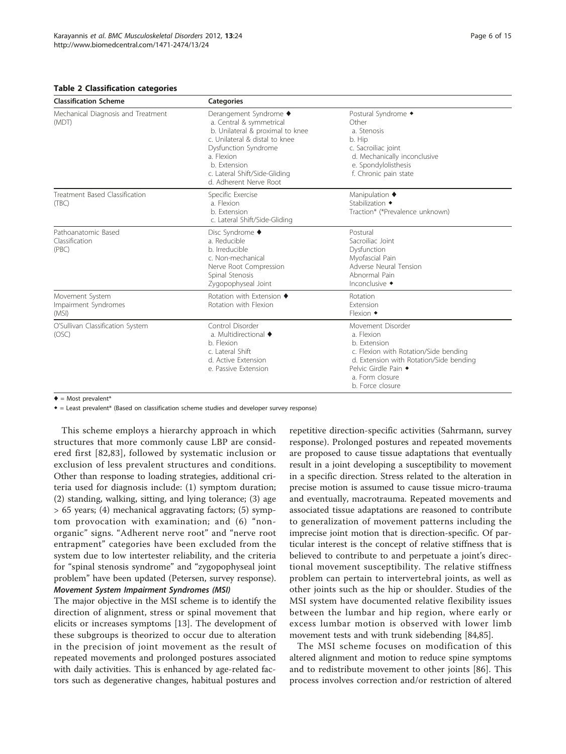**Table 2 Classification categories**

| Classification Scheme | Categories | |
|---|---|---|
| Mechanical Diagnosis and Treatment (MDT) | Derangement Syndrome ♦<br>a. Central & symmetrical<br>b. Unilateral & proximal to knee<br>c. Unilateral & distal to knee<br>Dysfunction Syndrome<br>a. Flexion<br>b. Extension<br>c. Lateral Shift/Side-Gliding<br>d. Adherent Nerve Root | Postural Syndrome ◆<br>Other<br>a. Stenosis<br>b. Hip<br>c. Sacroiliac joint<br>d. Mechanically inconclusive<br>e. Spondylolisthesis<br>f. Chronic pain state |
| Treatment Based Classification (TBC) | Specific Exercise<br>a. Flexion<br>b. Extension<br>c. Lateral Shift/Side-Gliding | Manipulation ♦<br>Stabilization ◆<br>Traction* (*Prevalence unknown) |
| Pathoanatomic Based Classification (PBC) | Disc Syndrome ♦<br>a. Reducible<br>b. Irreducible<br>c. Non-mechanical<br>Nerve Root Compression<br>Spinal Stenosis<br>Zygopophyseal Joint | Postural<br>Sacroiliac Joint<br>Dysfunction<br>Myofascial Pain<br>Adverse Neural Tension<br>Abnormal Pain<br>Inconclusive ◆ |
| Movement System Impairment Syndromes (MSI) | Rotation with Extension ♦<br>Rotation with Flexion | Rotation<br>Extension<br>Flexion ◆ |
| O'Sullivan Classification System (OSC) | Control Disorder<br>a. Multidirectional ♦<br>b. Flexion<br>c. Lateral Shift<br>d. Active Extension<br>e. Passive Extension | Movement Disorder<br>a. Flexion<br>b. Extension<br>c. Flexion with Rotation/Side bending<br>d. Extension with Rotation/Side bending<br>Pelvic Girdle Pain ◆<br>a. Form closure<br>b. Force closure |

♦ = Most prevalent*

◆ = Least prevalent* (Based on classification scheme studies and developer survey response)

This scheme employs a hierarchy approach in which structures that more commonly cause LBP are considered first [82,83], followed by systematic inclusion or exclusion of less prevalent structures and conditions. Other than response to loading strategies, additional criteria used for diagnosis include: (1) symptom duration; (2) standing, walking, sitting, and lying tolerance; (3) age > 65 years; (4) mechanical aggravating factors; (5) symptom provocation with examination; and (6) "non-organic" signs. "Adherent nerve root" and "nerve root entrapment" categories have been excluded from the system due to low intertester reliability, and the criteria for "spinal stenosis syndrome" and "zygopophyseal joint problem" have been updated (Petersen, survey response).

#### Movement System Impairment Syndromes (MSI)

The major objective in the MSI scheme is to identify the direction of alignment, stress or spinal movement that elicits or increases symptoms [13]. The development of these subgroups is theorized to occur due to alteration in the precision of joint movement as the result of repeated movements and prolonged postures associated with daily activities. This is enhanced by age-related factors such as degenerative changes, habitual postures and repetitive direction-specific activities (Sahrmann, survey response). Prolonged postures and repeated movements are proposed to cause tissue adaptations that eventually result in a joint developing a susceptibility to movement in a specific direction. Stress related to the alteration in precise motion is assumed to cause tissue micro-trauma and eventually, macrotrauma. Repeated movements and associated tissue adaptations are reasoned to contribute to generalization of movement patterns including the imprecise joint motion that is direction-specific. Of particular interest is the concept of relative stiffness that is believed to contribute to and perpetuate a joint's directional movement susceptibility. The relative stiffness problem can pertain to intervertebral joints, as well as other joints such as the hip or shoulder. Studies of the MSI system have documented relative flexibility issues between the lumbar and hip region, where early or excess lumbar motion is observed with lower limb movement tests and with trunk sidebending [84,85].

The MSI scheme focuses on modification of this altered alignment and motion to reduce spine symptoms and to redistribute movement to other joints [86]. This process involves correction and/or restriction of altered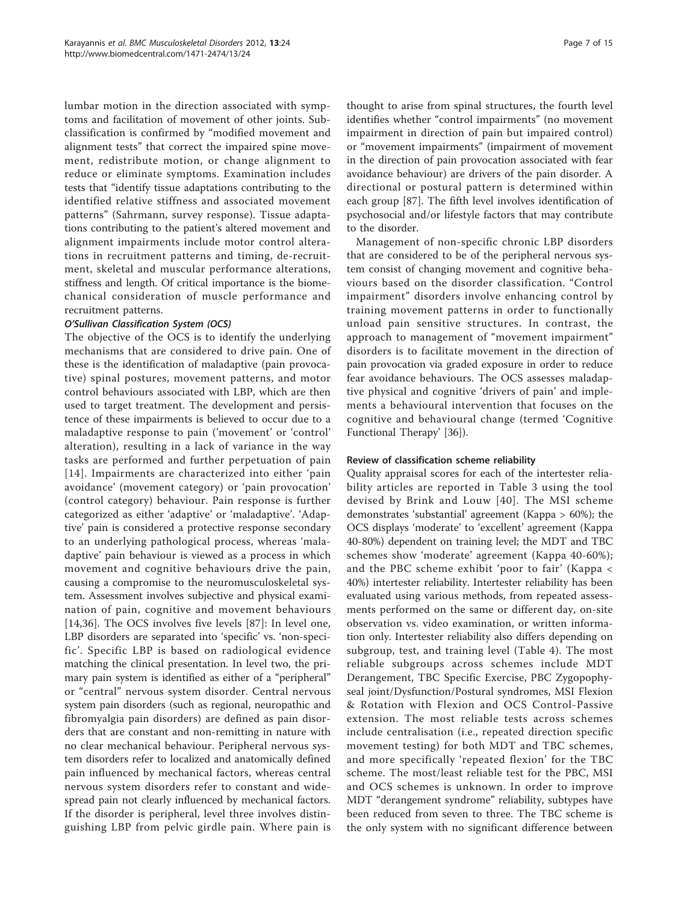lumbar motion in the direction associated with symptoms and facilitation of movement of other joints. Subclassification is confirmed by "modified movement and alignment tests" that correct the impaired spine movement, redistribute motion, or change alignment to reduce or eliminate symptoms. Examination includes tests that "identify tissue adaptations contributing to the identified relative stiffness and associated movement patterns" (Sahrmann, survey response). Tissue adaptations contributing to the patient's altered movement and alignment impairments include motor control alterations in recruitment patterns and timing, de-recruitment, skeletal and muscular performance alterations, stiffness and length. Of critical importance is the biomechanical consideration of muscle performance and recruitment patterns.

#### *O'Sullivan Classification System (OCS)*

The objective of the OCS is to identify the underlying mechanisms that are considered to drive pain. One of these is the identification of maladaptive (pain provocative) spinal postures, movement patterns, and motor control behaviours associated with LBP, which are then used to target treatment. The development and persistence of these impairments is believed to occur due to a maladaptive response to pain ('movement' or 'control' alteration), resulting in a lack of variance in the way tasks are performed and further perpetuation of pain [14]. Impairments are characterized into either 'pain avoidance' (movement category) or 'pain provocation' (control category) behaviour. Pain response is further categorized as either 'adaptive' or 'maladaptive'. 'Adaptive' pain is considered a protective response secondary to an underlying pathological process, whereas 'maladaptive' pain behaviour is viewed as a process in which movement and cognitive behaviours drive the pain, causing a compromise to the neuromusculoskeletal system. Assessment involves subjective and physical examination of pain, cognitive and movement behaviours [14,36]. The OCS involves five levels [87]: In level one, LBP disorders are separated into 'specific' vs. 'non-specific'. Specific LBP is based on radiological evidence matching the clinical presentation. In level two, the primary pain system is identified as either of a "peripheral" or "central" nervous system disorder. Central nervous system pain disorders (such as regional, neuropathic and fibromyalgia pain disorders) are defined as pain disorders that are constant and non-remitting in nature with no clear mechanical behaviour. Peripheral nervous system disorders refer to localized and anatomically defined pain influenced by mechanical factors, whereas central nervous system disorders refer to constant and widespread pain not clearly influenced by mechanical factors. If the disorder is peripheral, level three involves distinguishing LBP from pelvic girdle pain. Where pain is thought to arise from spinal structures, the fourth level identifies whether "control impairments" (no movement impairment in direction of pain but impaired control) or "movement impairments" (impairment of movement in the direction of pain provocation associated with fear avoidance behaviour) are drivers of the pain disorder. A directional or postural pattern is determined within each group [87]. The fifth level involves identification of psychosocial and/or lifestyle factors that may contribute to the disorder.

Management of non-specific chronic LBP disorders that are considered to be of the peripheral nervous system consist of changing movement and cognitive behaviours based on the disorder classification. "Control impairment" disorders involve enhancing control by training movement patterns in order to functionally unload pain sensitive structures. In contrast, the approach to management of "movement impairment" disorders is to facilitate movement in the direction of pain provocation via graded exposure in order to reduce fear avoidance behaviours. The OCS assesses maladaptive physical and cognitive 'drivers of pain' and implements a behavioural intervention that focuses on the cognitive and behavioural change (termed 'Cognitive Functional Therapy' [36]).

### Review of classification scheme reliability

Quality appraisal scores for each of the intertester reliability articles are reported in Table 3 using the tool devised by Brink and Louw [40]. The MSI scheme demonstrates 'substantial' agreement (Kappa > 60%); the OCS displays 'moderate' to 'excellent' agreement (Kappa 40-80%) dependent on training level; the MDT and TBC schemes show 'moderate' agreement (Kappa 40-60%); and the PBC scheme exhibit 'poor to fair' (Kappa < 40%) intertester reliability. Intertester reliability has been evaluated using various methods, from repeated assessments performed on the same or different day, on-site observation vs. video examination, or written information only. Intertester reliability also differs depending on subgroup, test, and training level (Table 4). The most reliable subgroups across schemes include MDT Derangement, TBC Specific Exercise, PBC Zygopophyseal joint/Dysfunction/Postural syndromes, MSI Flexion & Rotation with Flexion and OCS Control-Passive extension. The most reliable tests across schemes include centralisation (i.e., repeated direction specific movement testing) for both MDT and TBC schemes, and more specifically 'repeated flexion' for the TBC scheme. The most/least reliable test for the PBC, MSI and OCS schemes is unknown. In order to improve MDT "derangement syndrome" reliability, subtypes have been reduced from seven to three. The TBC scheme is the only system with no significant difference between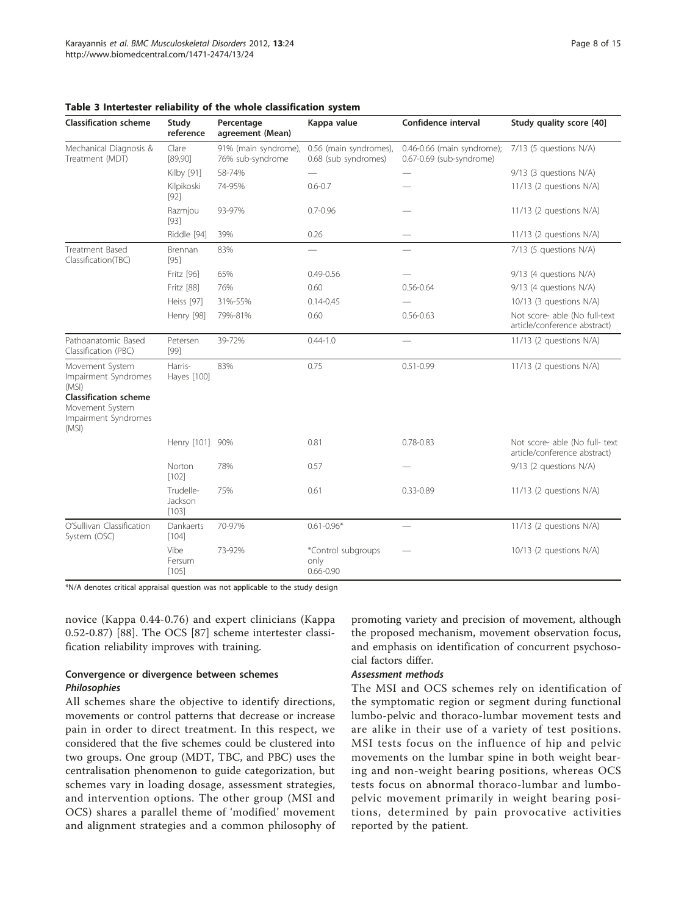**Table 3 Intertester reliability of the whole classification system**

| Classification scheme | Study reference | Percentage agreement (Mean) | Kappa value | Confidence interval | Study quality score [40] |
|---|---|---|---|---|---|
| Mechanical Diagnosis & Treatment (MDT) | Clare [89,90] | 91% (main syndrome), 76% sub-syndrome | 0.56 (main syndromes), 0.68 (sub syndromes) | 0.46-0.66 (main syndrome); 0.67-0.69 (sub-syndrome) | 7/13 (5 questions N/A) |
| | Kilby [91] | 58-74% | — | — | 9/13 (3 questions N/A) |
| | Kilpikoski [92] | 74-95% | 0.6-0.7 | — | 11/13 (2 questions N/A) |
| | Razmjou [93] | 93-97% | 0.7-0.96 | — | 11/13 (2 questions N/A) |
| | Riddle [94] | 39% | 0.26 | — | 11/13 (2 questions N/A) |
| Treatment Based Classification(TBC) | Brennan [95] | 83% | — | — | 7/13 (5 questions N/A) |
| | Fritz [96] | 65% | 0.49-0.56 | — | 9/13 (4 questions N/A) |
| | Fritz [88] | 76% | 0.60 | 0.56-0.64 | 9/13 (4 questions N/A) |
| | Heiss [97] | 31%-55% | 0.14-0.45 | — | 10/13 (3 questions N/A) |
| | Henry [98] | 79%-81% | 0.60 | 0.56-0.63 | Not score- able (No full-text article/conference abstract) |
| Pathoanatomic Based Classification (PBC) | Petersen [99] | 39-72% | 0.44-1.0 | — | 11/13 (2 questions N/A) |
| Movement System Impairment Syndromes (MSI) | Harris-Hayes [100] | 83% | 0.75 | 0.51-0.99 | 11/13 (2 questions N/A) |
| **Classification scheme** Movement System Impairment Syndromes (MSI) | Henry [101] | 90% | 0.81 | 0.78-0.83 | Not score- able (No full- text article/conference abstract) |
| | Norton [102] | 78% | 0.57 | — | 9/13 (2 questions N/A) |
| | Trudelle-Jackson [103] | 75% | 0.61 | 0.33-0.89 | 11/13 (2 questions N/A) |
| O'Sullivan Classification System (OSC) | Dankaerts [104] | 70-97% | 0.61-0.96* | — | 11/13 (2 questions N/A) |
| | Vibe Fersum [105] | 73-92% | *Control subgroups only 0.66-0.90 | — | 10/13 (2 questions N/A) |

*N/A denotes critical appraisal question was not applicable to the study design

novice (Kappa 0.44-0.76) and expert clinicians (Kappa 0.52-0.87) [88]. The OCS [87] scheme intertester classification reliability improves with training.

## Convergence or divergence between schemes

### *Philosophies*

All schemes share the objective to identify directions, movements or control patterns that decrease or increase pain in order to direct treatment. In this respect, we considered that the five schemes could be clustered into two groups. One group (MDT, TBC, and PBC) uses the centralisation phenomenon to guide categorization, but schemes vary in loading dosage, assessment strategies, and intervention options. The other group (MSI and OCS) shares a parallel theme of 'modified' movement and alignment strategies and a common philosophy of promoting variety and precision of movement, although the proposed mechanism, movement observation focus, and emphasis on identification of concurrent psychosocial factors differ.

### *Assessment methods*

The MSI and OCS schemes rely on identification of the symptomatic region or segment during functional lumbo-pelvic and thoraco-lumbar movement tests and are alike in their use of a variety of test positions. MSI tests focus on the influence of hip and pelvic movements on the lumbar spine in both weight bearing and non-weight bearing positions, whereas OCS tests focus on abnormal thoraco-lumbar and lumbo-pelvic movement primarily in weight bearing positions, determined by pain provocative activities reported by the patient.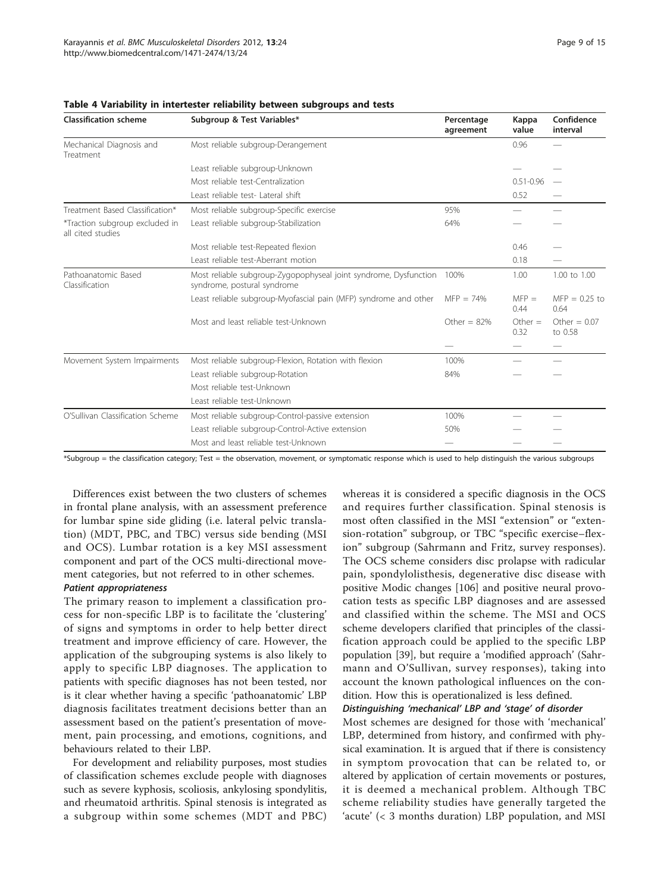**Table 4 Variability in intertester reliability between subgroups and tests**

| Classification scheme | Subgroup & Test Variables* | Percentage agreement | Kappa value | Confidence interval |
|---|---|---|---|---|
| Mechanical Diagnosis and Treatment | Most reliable subgroup-Derangement | | 0.96 | — |
| | Least reliable subgroup-Unknown | | — | — |
| | Most reliable test-Centralization | | 0.51-0.96 | — |
| | Least reliable test- Lateral shift | | 0.52 | — |
| Treatment Based Classification* | Most reliable subgroup-Specific exercise | 95% | — | — |
| *Traction subgroup excluded in all cited studies | Least reliable subgroup-Stabilization | 64% | — | — |
| | Most reliable test-Repeated flexion | | 0.46 | — |
| | Least reliable test-Aberrant motion | | 0.18 | — |
| Pathoanatomic Based Classification | Most reliable subgroup-Zygopophyseal joint syndrome, Dysfunction syndrome, postural syndrome | 100% | 1.00 | 1.00 to 1.00 |
| | Least reliable subgroup-Myofascial pain (MFP) syndrome and other | MFP = 74% | MFP = 0.44 | MFP = 0.25 to 0.64 |
| | Most and least reliable test-Unknown | Other = 82% | Other = 0.32 | Other = 0.07 to 0.58 |
| | | — | — | — |
| Movement System Impairments | Most reliable subgroup-Flexion, Rotation with flexion | 100% | — | — |
| | Least reliable subgroup-Rotation | 84% | — | — |
| | Most reliable test-Unknown | | | |
| | Least reliable test-Unknown | | | |
| O'Sullivan Classification Scheme | Most reliable subgroup-Control-passive extension | 100% | — | — |
| | Least reliable subgroup-Control-Active extension | 50% | — | — |
| | Most and least reliable test-Unknown | — | — | — |

*Subgroup = the classification category; Test = the observation, movement, or symptomatic response which is used to help distinguish the various subgroups

Differences exist between the two clusters of schemes in frontal plane analysis, with an assessment preference for lumbar spine side gliding (i.e. lateral pelvic translation) (MDT, PBC, and TBC) versus side bending (MSI and OCS). Lumbar rotation is a key MSI assessment component and part of the OCS multi-directional movement categories, but not referred to in other schemes.

***Patient appropriateness***

The primary reason to implement a classification process for non-specific LBP is to facilitate the 'clustering' of signs and symptoms in order to help better direct treatment and improve efficiency of care. However, the application of the subgrouping systems is also likely to apply to specific LBP diagnoses. The application to patients with specific diagnoses has not been tested, nor is it clear whether having a specific 'pathoanatomic' LBP diagnosis facilitates treatment decisions better than an assessment based on the patient's presentation of movement, pain processing, and emotions, cognitions, and behaviours related to their LBP.

For development and reliability purposes, most studies of classification schemes exclude people with diagnoses such as severe kyphosis, scoliosis, ankylosing spondylitis, and rheumatoid arthritis. Spinal stenosis is integrated as a subgroup within some schemes (MDT and PBC) whereas it is considered a specific diagnosis in the OCS and requires further classification. Spinal stenosis is most often classified in the MSI "extension" or "extension-rotation" subgroup, or TBC "specific exercise–flexion" subgroup (Sahrmann and Fritz, survey responses). The OCS scheme considers disc prolapse with radicular pain, spondylolisthesis, degenerative disc disease with positive Modic changes [106] and positive neural provocation tests as specific LBP diagnoses and are assessed and classified within the scheme. The MSI and OCS scheme developers clarified that principles of the classification approach could be applied to the specific LBP population [39], but require a 'modified approach' (Sahrmann and O'Sullivan, survey responses), taking into account the known pathological influences on the condition. How this is operationalized is less defined.

***Distinguishing 'mechanical' LBP and 'stage' of disorder***

Most schemes are designed for those with 'mechanical' LBP, determined from history, and confirmed with physical examination. It is argued that if there is consistency in symptom provocation that can be related to, or altered by application of certain movements or postures, it is deemed a mechanical problem. Although TBC scheme reliability studies have generally targeted the 'acute' (< 3 months duration) LBP population, and MSI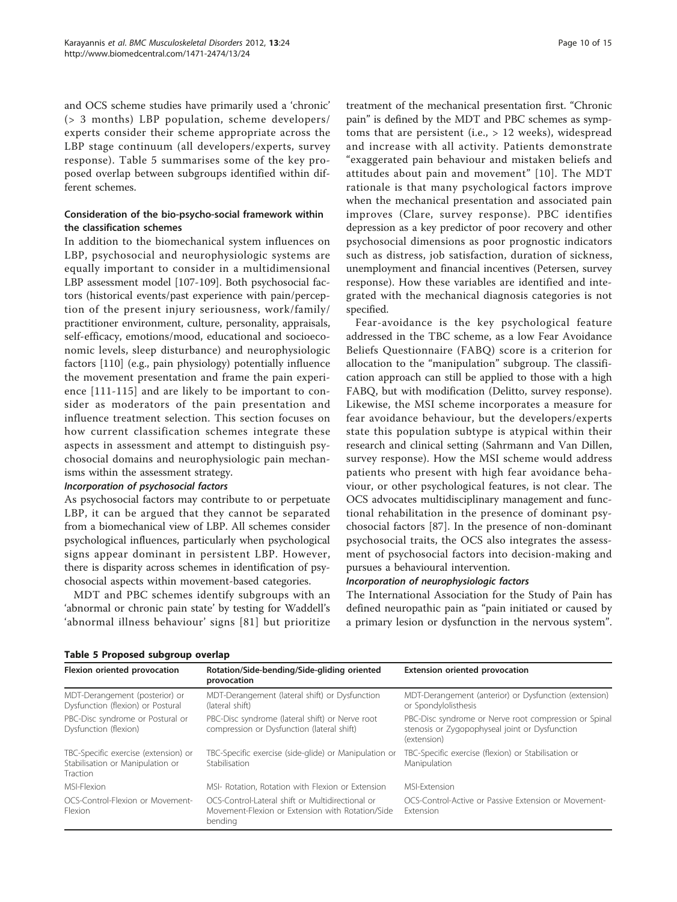and OCS scheme studies have primarily used a 'chronic' (> 3 months) LBP population, scheme developers/experts consider their scheme appropriate across the LBP stage continuum (all developers/experts, survey response). Table 5 summarises some of the key proposed overlap between subgroups identified within different schemes.

### Consideration of the bio-psycho-social framework within the classification schemes

In addition to the biomechanical system influences on LBP, psychosocial and neurophysiologic systems are equally important to consider in a multidimensional LBP assessment model [107-109]. Both psychosocial factors (historical events/past experience with pain/perception of the present injury seriousness, work/family/practitioner environment, culture, personality, appraisals, self-efficacy, emotions/mood, educational and socioeconomic levels, sleep disturbance) and neurophysiologic factors [110] (e.g., pain physiology) potentially influence the movement presentation and frame the pain experience [111-115] and are likely to be important to consider as moderators of the pain presentation and influence treatment selection. This section focuses on how current classification schemes integrate these aspects in assessment and attempt to distinguish psychosocial domains and neurophysiologic pain mechanisms within the assessment strategy.

#### *Incorporation of psychosocial factors*

As psychosocial factors may contribute to or perpetuate LBP, it can be argued that they cannot be separated from a biomechanical view of LBP. All schemes consider psychological influences, particularly when psychological signs appear dominant in persistent LBP. However, there is disparity across schemes in identification of psychosocial aspects within movement-based categories.

MDT and PBC schemes identify subgroups with an 'abnormal or chronic pain state' by testing for Waddell's 'abnormal illness behaviour' signs [81] but prioritize treatment of the mechanical presentation first. "Chronic pain" is defined by the MDT and PBC schemes as symptoms that are persistent (i.e., > 12 weeks), widespread and increase with all activity. Patients demonstrate "exaggerated pain behaviour and mistaken beliefs and attitudes about pain and movement" [10]. The MDT rationale is that many psychological factors improve when the mechanical presentation and associated pain improves (Clare, survey response). PBC identifies depression as a key predictor of poor recovery and other psychosocial dimensions as poor prognostic indicators such as distress, job satisfaction, duration of sickness, unemployment and financial incentives (Petersen, survey response). How these variables are identified and integrated with the mechanical diagnosis categories is not specified.

Fear-avoidance is the key psychological feature addressed in the TBC scheme, as a low Fear Avoidance Beliefs Questionnaire (FABQ) score is a criterion for allocation to the "manipulation" subgroup. The classification approach can still be applied to those with a high FABQ, but with modification (Delitto, survey response). Likewise, the MSI scheme incorporates a measure for fear avoidance behaviour, but the developers/experts state this population subtype is atypical within their research and clinical setting (Sahrmann and Van Dillen, survey response). How the MSI scheme would address patients who present with high fear avoidance behaviour, or other psychological features, is not clear. The OCS advocates multidisciplinary management and functional rehabilitation in the presence of dominant psychosocial factors [87]. In the presence of non-dominant psychosocial traits, the OCS also integrates the assessment of psychosocial factors into decision-making and pursues a behavioural intervention.

#### *Incorporation of neurophysiologic factors*

The International Association for the Study of Pain has defined neuropathic pain as "pain initiated or caused by a primary lesion or dysfunction in the nervous system".

**Table 5 Proposed subgroup overlap**

| Flexion oriented provocation | Rotation/Side-bending/Side-gliding oriented provocation | Extension oriented provocation |
|---|---|---|
| MDT-Derangement (posterior) or Dysfunction (flexion) or Postural | MDT-Derangement (lateral shift) or Dysfunction (lateral shift) | MDT-Derangement (anterior) or Dysfunction (extension) or Spondylolisthesis |
| PBC-Disc syndrome or Postural or Dysfunction (flexion) | PBC-Disc syndrome (lateral shift) or Nerve root compression or Dysfunction (lateral shift) | PBC-Disc syndrome or Nerve root compression or Spinal stenosis or Zygopophyseal joint or Dysfunction (extension) |
| TBC-Specific exercise (extension) or Stabilisation or Manipulation or Traction | TBC-Specific exercise (side-glide) or Manipulation or Stabilisation | TBC-Specific exercise (flexion) or Stabilisation or Manipulation |
| MSI-Flexion | MSI- Rotation, Rotation with Flexion or Extension | MSI-Extension |
| OCS-Control-Flexion or Movement-Flexion | OCS-Control-Lateral shift or Multidirectional or Movement-Flexion or Extension with Rotation/Side bending | OCS-Control-Active or Passive Extension or Movement-Extension |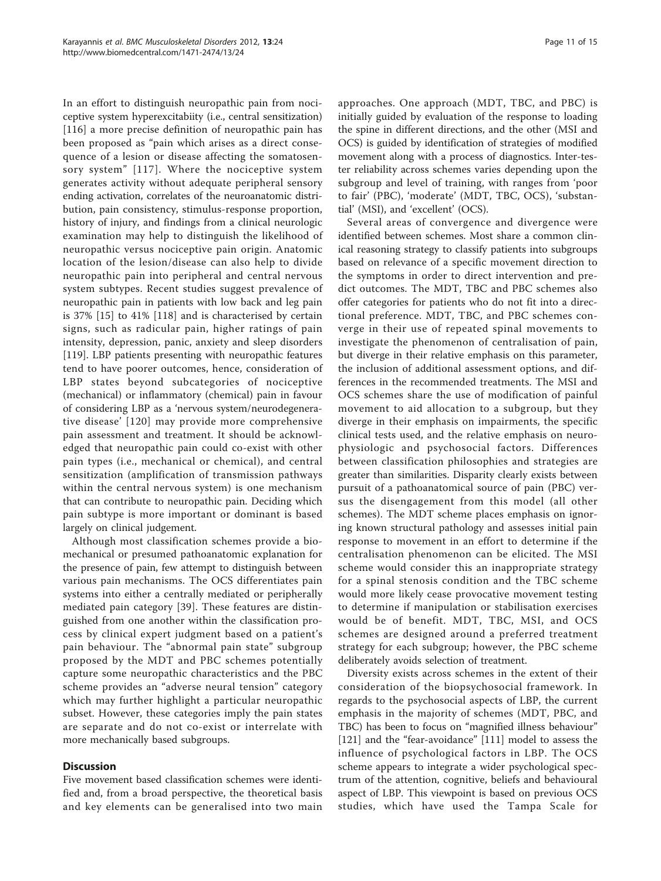In an effort to distinguish neuropathic pain from nociceptive system hyperexcitabiity (i.e., central sensitization) [116] a more precise definition of neuropathic pain has been proposed as "pain which arises as a direct consequence of a lesion or disease affecting the somatosensory system" [117]. Where the nociceptive system generates activity without adequate peripheral sensory ending activation, correlates of the neuroanatomic distribution, pain consistency, stimulus-response proportion, history of injury, and findings from a clinical neurologic examination may help to distinguish the likelihood of neuropathic versus nociceptive pain origin. Anatomic location of the lesion/disease can also help to divide neuropathic pain into peripheral and central nervous system subtypes. Recent studies suggest prevalence of neuropathic pain in patients with low back and leg pain is 37% [15] to 41% [118] and is characterised by certain signs, such as radicular pain, higher ratings of pain intensity, depression, panic, anxiety and sleep disorders [119]. LBP patients presenting with neuropathic features tend to have poorer outcomes, hence, consideration of LBP states beyond subcategories of nociceptive (mechanical) or inflammatory (chemical) pain in favour of considering LBP as a 'nervous system/neurodegenerative disease' [120] may provide more comprehensive pain assessment and treatment. It should be acknowledged that neuropathic pain could co-exist with other pain types (i.e., mechanical or chemical), and central sensitization (amplification of transmission pathways within the central nervous system) is one mechanism that can contribute to neuropathic pain. Deciding which pain subtype is more important or dominant is based largely on clinical judgement.

Although most classification schemes provide a biomechanical or presumed pathoanatomic explanation for the presence of pain, few attempt to distinguish between various pain mechanisms. The OCS differentiates pain systems into either a centrally mediated or peripherally mediated pain category [39]. These features are distinguished from one another within the classification process by clinical expert judgment based on a patient's pain behaviour. The "abnormal pain state" subgroup proposed by the MDT and PBC schemes potentially capture some neuropathic characteristics and the PBC scheme provides an "adverse neural tension" category which may further highlight a particular neuropathic subset. However, these categories imply the pain states are separate and do not co-exist or interrelate with more mechanically based subgroups.

## Discussion

Five movement based classification schemes were identified and, from a broad perspective, the theoretical basis and key elements can be generalised into two main approaches. One approach (MDT, TBC, and PBC) is initially guided by evaluation of the response to loading the spine in different directions, and the other (MSI and OCS) is guided by identification of strategies of modified movement along with a process of diagnostics. Inter-tester reliability across schemes varies depending upon the subgroup and level of training, with ranges from 'poor to fair' (PBC), 'moderate' (MDT, TBC, OCS), 'substantial' (MSI), and 'excellent' (OCS).

Several areas of convergence and divergence were identified between schemes. Most share a common clinical reasoning strategy to classify patients into subgroups based on relevance of a specific movement direction to the symptoms in order to direct intervention and predict outcomes. The MDT, TBC and PBC schemes also offer categories for patients who do not fit into a directional preference. MDT, TBC, and PBC schemes converge in their use of repeated spinal movements to investigate the phenomenon of centralisation of pain, but diverge in their relative emphasis on this parameter, the inclusion of additional assessment options, and differences in the recommended treatments. The MSI and OCS schemes share the use of modification of painful movement to aid allocation to a subgroup, but they diverge in their emphasis on impairments, the specific clinical tests used, and the relative emphasis on neurophysiologic and psychosocial factors. Differences between classification philosophies and strategies are greater than similarities. Disparity clearly exists between pursuit of a pathoanatomical source of pain (PBC) versus the disengagement from this model (all other schemes). The MDT scheme places emphasis on ignoring known structural pathology and assesses initial pain response to movement in an effort to determine if the centralisation phenomenon can be elicited. The MSI scheme would consider this an inappropriate strategy for a spinal stenosis condition and the TBC scheme would more likely cease provocative movement testing to determine if manipulation or stabilisation exercises would be of benefit. MDT, TBC, MSI, and OCS schemes are designed around a preferred treatment strategy for each subgroup; however, the PBC scheme deliberately avoids selection of treatment.

Diversity exists across schemes in the extent of their consideration of the biopsychosocial framework. In regards to the psychosocial aspects of LBP, the current emphasis in the majority of schemes (MDT, PBC, and TBC) has been to focus on "magnified illness behaviour" [121] and the "fear-avoidance" [111] model to assess the influence of psychological factors in LBP. The OCS scheme appears to integrate a wider psychological spectrum of the attention, cognitive, beliefs and behavioural aspect of LBP. This viewpoint is based on previous OCS studies, which have used the Tampa Scale for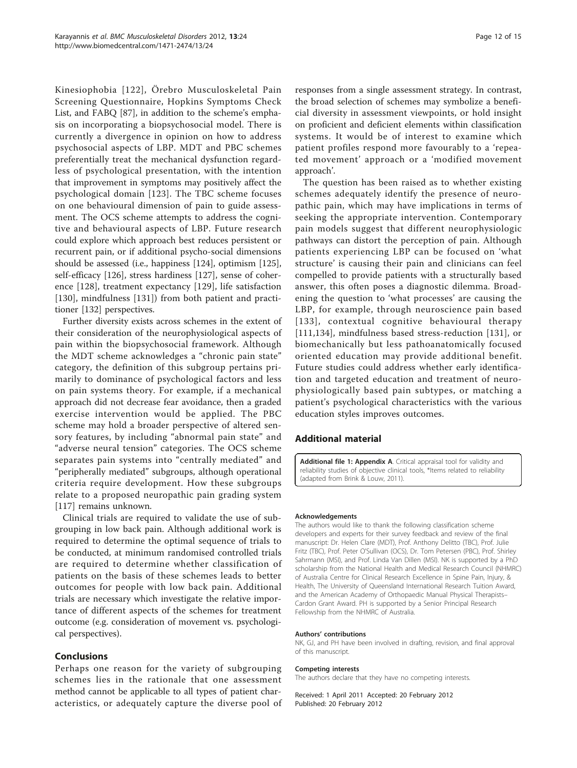Kinesiophobia [122], Örebro Musculoskeletal Pain Screening Questionnaire, Hopkins Symptoms Check List, and FABQ [87], in addition to the scheme's emphasis on incorporating a biopsychosocial model. There is currently a divergence in opinion on how to address psychosocial aspects of LBP. MDT and PBC schemes preferentially treat the mechanical dysfunction regardless of psychological presentation, with the intention that improvement in symptoms may positively affect the psychological domain [123]. The TBC scheme focuses on one behavioural dimension of pain to guide assessment. The OCS scheme attempts to address the cognitive and behavioural aspects of LBP. Future research could explore which approach best reduces persistent or recurrent pain, or if additional psycho-social dimensions should be assessed (i.e., happiness [124], optimism [125], self-efficacy [126], stress hardiness [127], sense of coherence [128], treatment expectancy [129], life satisfaction [130], mindfulness [131]) from both patient and practitioner [132] perspectives.

Further diversity exists across schemes in the extent of their consideration of the neurophysiological aspects of pain within the biopsychosocial framework. Although the MDT scheme acknowledges a "chronic pain state" category, the definition of this subgroup pertains primarily to dominance of psychological factors and less on pain systems theory. For example, if a mechanical approach did not decrease fear avoidance, then a graded exercise intervention would be applied. The PBC scheme may hold a broader perspective of altered sensory features, by including "abnormal pain state" and "adverse neural tension" categories. The OCS scheme separates pain systems into "centrally mediated" and "peripherally mediated" subgroups, although operational criteria require development. How these subgroups relate to a proposed neuropathic pain grading system [117] remains unknown.

Clinical trials are required to validate the use of subgrouping in low back pain. Although additional work is required to determine the optimal sequence of trials to be conducted, at minimum randomised controlled trials are required to determine whether classification of patients on the basis of these schemes leads to better outcomes for people with low back pain. Additional trials are necessary which investigate the relative importance of different aspects of the schemes for treatment outcome (e.g. consideration of movement vs. psychological perspectives).

## Conclusions

Perhaps one reason for the variety of subgrouping schemes lies in the rationale that one assessment method cannot be applicable to all types of patient characteristics, or adequately capture the diverse pool of responses from a single assessment strategy. In contrast, the broad selection of schemes may symbolize a beneficial diversity in assessment viewpoints, or hold insight on proficient and deficient elements within classification systems. It would be of interest to examine which patient profiles respond more favourably to a 'repeated movement' approach or a 'modified movement approach'.

The question has been raised as to whether existing schemes adequately identify the presence of neuropathic pain, which may have implications in terms of seeking the appropriate intervention. Contemporary pain models suggest that different neurophysiologic pathways can distort the perception of pain. Although patients experiencing LBP can be focused on 'what structure' is causing their pain and clinicians can feel compelled to provide patients with a structurally based answer, this often poses a diagnostic dilemma. Broadening the question to 'what processes' are causing the LBP, for example, through neuroscience pain based [133], contextual cognitive behavioural therapy [111,134], mindfulness based stress-reduction [131], or biomechanically but less pathoanatomically focused oriented education may provide additional benefit. Future studies could address whether early identification and targeted education and treatment of neurophysiologically based pain subtypes, or matching a patient's psychological characteristics with the various education styles improves outcomes.

## Additional material

**Additional file 1: Appendix A**. Critical appraisal tool for validity and reliability studies of objective clinical tools, *Items related to reliability (adapted from Brink & Louw, 2011).

#### Acknowledgements

The authors would like to thank the following classification scheme developers and experts for their survey feedback and review of the final manuscript: Dr. Helen Clare (MDT), Prof. Anthony Delitto (TBC), Prof. Julie Fritz (TBC), Prof. Peter O'Sullivan (OCS), Dr. Tom Petersen (PBC), Prof. Shirley Sahrmann (MSI), and Prof. Linda Van Dillen (MSI). NK is supported by a PhD scholarship from the National Health and Medical Research Council (NHMRC) of Australia Centre for Clinical Research Excellence in Spine Pain, Injury, & Health, The University of Queensland International Research Tuition Award, and the American Academy of Orthopaedic Manual Physical Therapists–Cardon Grant Award. PH is supported by a Senior Principal Research Fellowship from the NHMRC of Australia.

#### Authors' contributions

NK, GJ, and PH have been involved in drafting, revision, and final approval of this manuscript.

#### Competing interests

The authors declare that they have no competing interests.

Received: 1 April 2011 Accepted: 20 February 2012
Published: 20 February 2012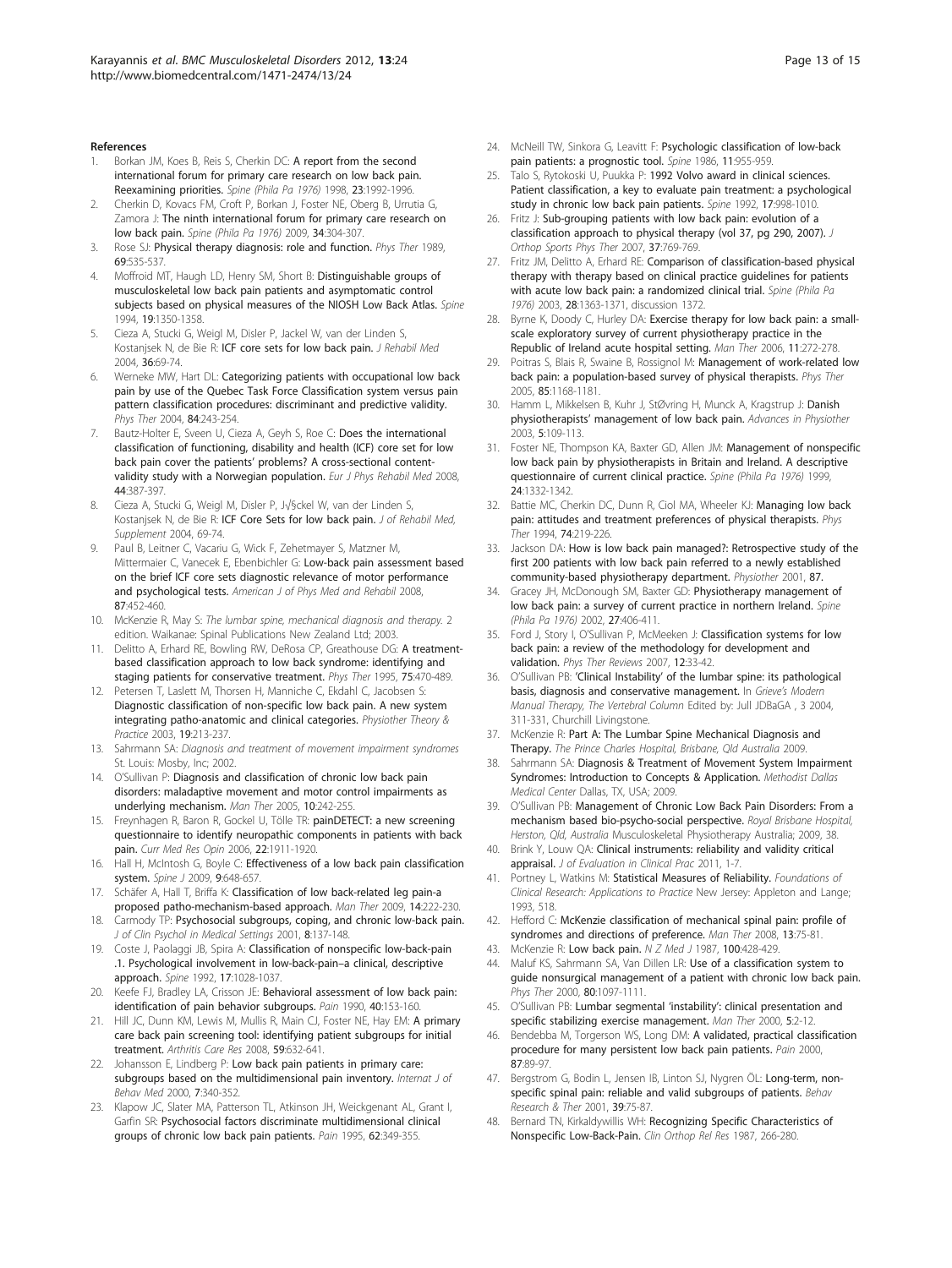## References

1. Borkan JM, Koes B, Reis S, Cherkin DC: **A report from the second international forum for primary care research on low back pain. Reexamining priorities.** *Spine (Phila Pa 1976)* 1998, **23**:1992-1996.
2. Cherkin D, Kovacs FM, Croft P, Borkan J, Foster NE, Oberg B, Urrutia G, Zamora J: **The ninth international forum for primary care research on low back pain.** *Spine (Phila Pa 1976)* 2009, **34**:304-307.
3. Rose SJ: **Physical therapy diagnosis: role and function.** *Phys Ther* 1989, **69**:535-537.
4. Moffroid MT, Haugh LD, Henry SM, Short B: **Distinguishable groups of musculoskeletal low back pain patients and asymptomatic control subjects based on physical measures of the NIOSH Low Back Atlas.** *Spine* 1994, **19**:1350-1358.
5. Cieza A, Stucki G, Weigl M, Disler P, Jackel W, van der Linden S, Kostanjsek N, de Bie R: **ICF core sets for low back pain.** *J Rehabil Med* 2004, **36**:69-74.
6. Werneke MW, Hart DL: **Categorizing patients with occupational low back pain by use of the Quebec Task Force Classification system versus pain pattern classification procedures: discriminant and predictive validity.** *Phys Ther* 2004, **84**:243-254.
7. Bautz-Holter E, Sveen U, Cieza A, Geyh S, Roe C: **Does the international classification of functioning, disability and health (ICF) core set for low back pain cover the patients' problems? A cross-sectional content-validity study with a Norwegian population.** *Eur J Phys Rehabil Med* 2008, **44**:387-397.
8. Cieza A, Stucki G, Weigl M, Disler P, J√§ckel W, van der Linden S, Kostanjsek N, de Bie R: **ICF Core Sets for low back pain.** *J of Rehabil Med, Supplement* 2004, 69-74.
9. Paul B, Leitner C, Vacariu G, Wick F, Zehetmayer S, Matzner M, Mittermaier C, Vanecek E, Ebenbichler G: **Low-back pain assessment based on the brief ICF core sets diagnostic relevance of motor performance and psychological tests.** *American J of Phys Med and Rehabil* 2008, **87**:452-460.
10. McKenzie R, May S: *The lumbar spine, mechanical diagnosis and therapy.* 2 edition. Waikanae: Spinal Publications New Zealand Ltd; 2003.
11. Delitto A, Erhard RE, Bowling RW, DeRosa CP, Greathouse DG: **A treatment-based classification approach to low back syndrome: identifying and staging patients for conservative treatment.** *Phys Ther* 1995, **75**:470-489.
12. Petersen T, Laslett M, Thorsen H, Manniche C, Ekdahl C, Jacobsen S: **Diagnostic classification of non-specific low back pain. A new system integrating patho-anatomic and clinical categories.** *Physiother Theory & Practice* 2003, **19**:213-237.
13. Sahrmann SA: *Diagnosis and treatment of movement impairment syndromes* St. Louis: Mosby, Inc; 2002.
14. O'Sullivan P: **Diagnosis and classification of chronic low back pain disorders: maladaptive movement and motor control impairments as underlying mechanism.** *Man Ther* 2005, **10**:242-255.
15. Freynhagen R, Baron R, Gockel U, Tölle TR: **painDETECT: a new screening questionnaire to identify neuropathic components in patients with back pain.** *Curr Med Res Opin* 2006, **22**:1911-1920.
16. Hall H, McIntosh G, Boyle C: **Effectiveness of a low back pain classification system.** *Spine J* 2009, **9**:648-657.
17. Schäfer A, Hall T, Briffa K: **Classification of low back-related leg pain-a proposed patho-mechanism-based approach.** *Man Ther* 2009, **14**:222-230.
18. Carmody TP: **Psychosocial subgroups, coping, and chronic low-back pain.** *J of Clin Psychol in Medical Settings* 2001, **8**:137-148.
19. Coste J, Paolaggi JB, Spira A: **Classification of nonspecific low-back-pain .1. Psychological involvement in low-back-pain–a clinical, descriptive approach.** *Spine* 1992, **17**:1028-1037.
20. Keefe FJ, Bradley LA, Crisson JE: **Behavioral assessment of low back pain: identification of pain behavior subgroups.** *Pain* 1990, **40**:153-160.
21. Hill JC, Dunn KM, Lewis M, Mullis R, Main CJ, Foster NE, Hay EM: **A primary care back pain screening tool: identifying patient subgroups for initial treatment.** *Arthritis Care Res* 2008, **59**:632-641.
22. Johansson E, Lindberg P: **Low back pain patients in primary care: subgroups based on the multidimensional pain inventory.** *Internat J of Behav Med* 2000, **7**:340-352.
23. Klapow JC, Slater MA, Patterson TL, Atkinson JH, Weickgenant AL, Grant I, Garfin SR: **Psychosocial factors discriminate multidimensional clinical groups of chronic low back pain patients.** *Pain* 1995, **62**:349-355.
24. McNeill TW, Sinkora G, Leavitt F: **Psychologic classification of low-back pain patients: a prognostic tool.** *Spine* 1986, **11**:955-959.
25. Talo S, Rytokoski U, Puukka P: **1992 Volvo award in clinical sciences. Patient classification, a key to evaluate pain treatment: a psychological study in chronic low back pain patients.** *Spine* 1992, **17**:998-1010.
26. Fritz J: **Sub-grouping patients with low back pain: evolution of a classification approach to physical therapy (vol 37, pg 290, 2007).** *J Orthop Sports Phys Ther* 2007, **37**:769-769.
27. Fritz JM, Delitto A, Erhard RE: **Comparison of classification-based physical therapy with therapy based on clinical practice guidelines for patients with acute low back pain: a randomized clinical trial.** *Spine (Phila Pa 1976)* 2003, **28**:1363-1371, discussion 1372.
28. Byrne K, Doody C, Hurley DA: **Exercise therapy for low back pain: a small-scale exploratory survey of current physiotherapy practice in the Republic of Ireland acute hospital setting.** *Man Ther* 2006, **11**:272-278.
29. Poitras S, Blais R, Swaine B, Rossignol M: **Management of work-related low back pain: a population-based survey of physical therapists.** *Phys Ther* 2005, **85**:1168-1181.
30. Hamm L, Mikkelsen B, Kuhr J, StØvring H, Munck A, Kragstrup J: **Danish physiotherapists' management of low back pain.** *Advances in Physiother* 2003, **5**:109-113.
31. Foster NE, Thompson KA, Baxter GD, Allen JM: **Management of nonspecific low back pain by physiotherapists in Britain and Ireland. A descriptive questionnaire of current clinical practice.** *Spine (Phila Pa 1976)* 1999, **24**:1332-1342.
32. Battie MC, Cherkin DC, Dunn R, Ciol MA, Wheeler KJ: **Managing low back pain: attitudes and treatment preferences of physical therapists.** *Phys Ther* 1994, **74**:219-226.
33. Jackson DA: **How is low back pain managed?: Retrospective study of the first 200 patients with low back pain referred to a newly established community-based physiotherapy department.** *Physiother* 2001, **87**.
34. Gracey JH, McDonough SM, Baxter GD: **Physiotherapy management of low back pain: a survey of current practice in northern Ireland.** *Spine (Phila Pa 1976)* 2002, **27**:406-411.
35. Ford J, Story I, O'Sullivan P, McMeeken J: **Classification systems for low back pain: a review of the methodology for development and validation.** *Phys Ther Reviews* 2007, **12**:33-42.
36. O'Sullivan PB: **'Clinical Instability' of the lumbar spine: its pathological basis, diagnosis and conservative management.** In *Grieve's Modern Manual Therapy, The Vertebral Column* Edited by: Jull JDBaGA , 3 2004, 311-331, Churchill Livingstone.
37. McKenzie R: **Part A: The Lumbar Spine Mechanical Diagnosis and Therapy.** *The Prince Charles Hospital, Brisbane, Qld Australia* 2009.
38. Sahrmann SA: **Diagnosis & Treatment of Movement System Impairment Syndromes: Introduction to Concepts & Application.** *Methodist Dallas Medical Center* Dallas, TX, USA; 2009.
39. O'Sullivan PB: **Management of Chronic Low Back Pain Disorders: From a mechanism based bio-psycho-social perspective.** *Royal Brisbane Hospital, Herston, Qld, Australia* Musculoskeletal Physiotherapy Australia; 2009, 38.
40. Brink Y, Louw QA: **Clinical instruments: reliability and validity critical appraisal.** *J of Evaluation in Clinical Prac* 2011, 1-7.
41. Portney L, Watkins M: **Statistical Measures of Reliability.** *Foundations of Clinical Research: Applications to Practice* New Jersey: Appleton and Lange; 1993, 518.
42. Hefford C: **McKenzie classification of mechanical spinal pain: profile of syndromes and directions of preference.** *Man Ther* 2008, **13**:75-81.
43. McKenzie R: **Low back pain.** *N Z Med J* 1987, **100**:428-429.
44. Maluf KS, Sahrmann SA, Van Dillen LR: **Use of a classification system to guide nonsurgical management of a patient with chronic low back pain.** *Phys Ther* 2000, **80**:1097-1111.
45. O'Sullivan PB: **Lumbar segmental 'instability': clinical presentation and specific stabilizing exercise management.** *Man Ther* 2000, **5**:2-12.
46. Bendebba M, Torgerson WS, Long DM: **A validated, practical classification procedure for many persistent low back pain patients.** *Pain* 2000, **87**:89-97.
47. Bergstrom G, Bodin L, Jensen IB, Linton SJ, Nygren ÖL: **Long-term, non-specific spinal pain: reliable and valid subgroups of patients.** *Behav Research & Ther* 2001, **39**:75-87.
48. Bernard TN, Kirkaldywillis WH: **Recognizing Specific Characteristics of Nonspecific Low-Back-Pain.** *Clin Orthop Rel Res* 1987, 266-280.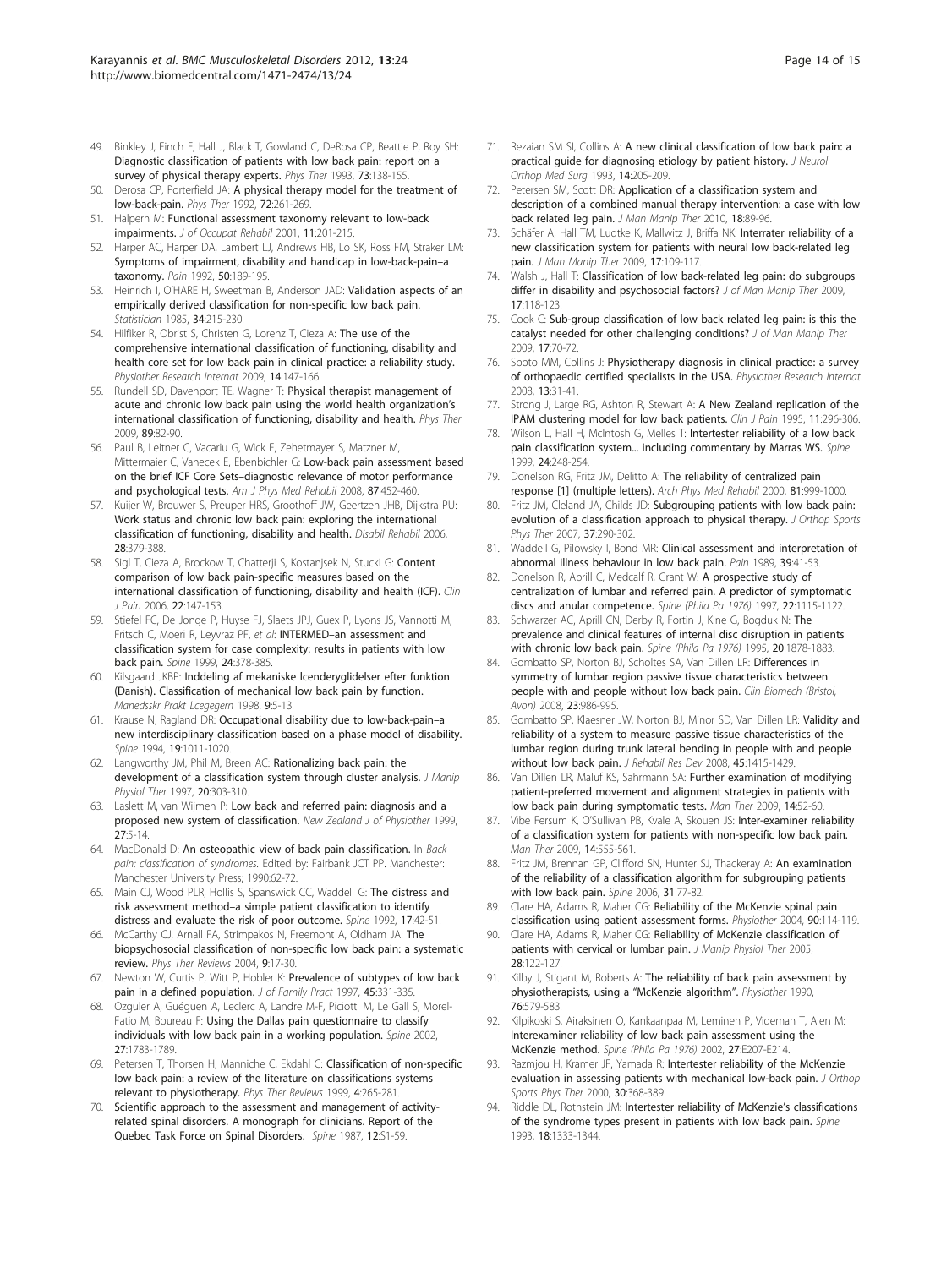49. Binkley J, Finch E, Hall J, Black T, Gowland C, DeRosa CP, Beattie P, Roy SH: **Diagnostic classification of patients with low back pain: report on a survey of physical therapy experts.** *Phys Ther* 1993, **73**:138-155.
50. Derosa CP, Porterfield JA: **A physical therapy model for the treatment of low-back-pain.** *Phys Ther* 1992, **72**:261-269.
51. Halpern M: **Functional assessment taxonomy relevant to low-back impairments.** *J of Occupat Rehabil* 2001, **11**:201-215.
52. Harper AC, Harper DA, Lambert LJ, Andrews HB, Lo SK, Ross FM, Straker LM: **Symptoms of impairment, disability and handicap in low-back-pain–a taxonomy.** *Pain* 1992, **50**:189-195.
53. Heinrich I, O'HARE H, Sweetman B, Anderson JAD: **Validation aspects of an empirically derived classification for non-specific low back pain.** *Statistician* 1985, **34**:215-230.
54. Hilfiker R, Obrist S, Christen G, Lorenz T, Cieza A: **The use of the comprehensive international classification of functioning, disability and health core set for low back pain in clinical practice: a reliability study.** *Physiother Research Internat* 2009, **14**:147-166.
55. Rundell SD, Davenport TE, Wagner T: **Physical therapist management of acute and chronic low back pain using the world health organization's international classification of functioning, disability and health.** *Phys Ther* 2009, **89**:82-90.
56. Paul B, Leitner C, Vacariu G, Wick F, Zehetmayer S, Matzner M, Mittermaier C, Vanecek E, Ebenbichler G: **Low-back pain assessment based on the brief ICF Core Sets–diagnostic relevance of motor performance and psychological tests.** *Am J Phys Med Rehabil* 2008, **87**:452-460.
57. Kuijer W, Brouwer S, Preuper HRS, Groothoff JW, Geertzen JHB, Dijkstra PU: **Work status and chronic low back pain: exploring the international classification of functioning, disability and health.** *Disabil Rehabil* 2006, **28**:379-388.
58. Sigl T, Cieza A, Brockow T, Chatterji S, Kostanjsek N, Stucki G: **Content comparison of low back pain-specific measures based on the international classification of functioning, disability and health (ICF).** *Clin J Pain* 2006, **22**:147-153.
59. Stiefel FC, De Jonge P, Huyse FJ, Slaets JPJ, Guex P, Lyons JS, Vannotti M, Fritsch C, Moeri R, Leyvraz PF, *et al*: **INTERMED–an assessment and classification system for case complexity: results in patients with low back pain.** *Spine* 1999, **24**:378-385.
60. Kilsgaard JKBP: **Inddeling af mekaniske lcenderyglidelser efter funktion (Danish). Classification of mechanical low back pain by function.** *Manedsskr Prakt Lcegegern* 1998, **9**:5-13.
61. Krause N, Ragland DR: **Occupational disability due to low-back-pain–a new interdisciplinary classification based on a phase model of disability.** *Spine* 1994, **19**:1011-1020.
62. Langworthy JM, Phil M, Breen AC: **Rationalizing back pain: the development of a classification system through cluster analysis.** *J Manip Physiol Ther* 1997, **20**:303-310.
63. Laslett M, van Wijmen P: **Low back and referred pain: diagnosis and a proposed new system of classification.** *New Zealand J of Physiother* 1999, **27**:5-14.
64. MacDonald D: **An osteopathic view of back pain classification.** In *Back pain: classification of syndromes.* Edited by: Fairbank JCT PP. Manchester: Manchester University Press; 1990:62-72.
65. Main CJ, Wood PLR, Hollis S, Spanswick CC, Waddell G: **The distress and risk assessment method–a simple patient classification to identify distress and evaluate the risk of poor outcome.** *Spine* 1992, **17**:42-51.
66. McCarthy CJ, Arnall FA, Strimpakos N, Freemont A, Oldham JA: **The biopsychosocial classification of non-specific low back pain: a systematic review.** *Phys Ther Reviews* 2004, **9**:17-30.
67. Newton W, Curtis P, Witt P, Hobler K: **Prevalence of subtypes of low back pain in a defined population.** *J of Family Pract* 1997, **45**:331-335.
68. Ozguler A, Guéguen A, Leclerc A, Landre M-F, Piciotti M, Le Gall S, Morel-Fatio M, Boureau F: **Using the Dallas pain questionnaire to classify individuals with low back pain in a working population.** *Spine* 2002, **27**:1783-1789.
69. Petersen T, Thorsen H, Manniche C, Ekdahl C: **Classification of non-specific low back pain: a review of the literature on classifications systems relevant to physiotherapy.** *Phys Ther Reviews* 1999, **4**:265-281.
70. **Scientific approach to the assessment and management of activity-related spinal disorders. A monograph for clinicians. Report of the Quebec Task Force on Spinal Disorders.** *Spine* 1987, **12**:S1-59.
71. Rezaian SM SI, Collins A: **A new clinical classification of low back pain: a practical guide for diagnosing etiology by patient history.** *J Neurol Orthop Med Surg* 1993, **14**:205-209.
72. Petersen SM, Scott DR: **Application of a classification system and description of a combined manual therapy intervention: a case with low back related leg pain.** *J Man Manip Ther* 2010, **18**:89-96.
73. Schäfer A, Hall TM, Ludtke K, Mallwitz J, Briffa NK: **Interrater reliability of a new classification system for patients with neural low back-related leg pain.** *J Man Manip Ther* 2009, **17**:109-117.
74. Walsh J, Hall T: **Classification of low back-related leg pain: do subgroups differ in disability and psychosocial factors?** *J of Man Manip Ther* 2009, **17**:118-123.
75. Cook C: **Sub-group classification of low back related leg pain: is this the catalyst needed for other challenging conditions?** *J of Man Manip Ther* 2009, **17**:70-72.
76. Spoto MM, Collins J: **Physiotherapy diagnosis in clinical practice: a survey of orthopaedic certified specialists in the USA.** *Physiother Research Internat* 2008, **13**:31-41.
77. Strong J, Large RG, Ashton R, Stewart A: **A New Zealand replication of the IPAM clustering model for low back patients.** *Clin J Pain* 1995, **11**:296-306.
78. Wilson L, Hall H, McIntosh G, Melles T: **Intertester reliability of a low back pain classification system... including commentary by Marras WS.** *Spine* 1999, **24**:248-254.
79. Donelson RG, Fritz JM, Delitto A: **The reliability of centralized pain response [1] (multiple letters).** *Arch Phys Med Rehabil* 2000, **81**:999-1000.
80. Fritz JM, Cleland JA, Childs JD: **Subgrouping patients with low back pain: evolution of a classification approach to physical therapy.** *J Orthop Sports Phys Ther* 2007, **37**:290-302.
81. Waddell G, Pilowsky I, Bond MR: **Clinical assessment and interpretation of abnormal illness behaviour in low back pain.** *Pain* 1989, **39**:41-53.
82. Donelson R, Aprill C, Medcalf R, Grant W: **A prospective study of centralization of lumbar and referred pain. A predictor of symptomatic discs and anular competence.** *Spine (Phila Pa 1976)* 1997, **22**:1115-1122.
83. Schwarzer AC, Aprill CN, Derby R, Fortin J, Kine G, Bogduk N: **The prevalence and clinical features of internal disc disruption in patients with chronic low back pain.** *Spine (Phila Pa 1976)* 1995, **20**:1878-1883.
84. Gombatto SP, Norton BJ, Scholtes SA, Van Dillen LR: **Differences in symmetry of lumbar region passive tissue characteristics between people with and people without low back pain.** *Clin Biomech (Bristol, Avon)* 2008, **23**:986-995.
85. Gombatto SP, Klaesner JW, Norton BJ, Minor SD, Van Dillen LR: **Validity and reliability of a system to measure passive tissue characteristics of the lumbar region during trunk lateral bending in people with and people without low back pain.** *J Rehabil Res Dev* 2008, **45**:1415-1429.
86. Van Dillen LR, Maluf KS, Sahrmann SA: **Further examination of modifying patient-preferred movement and alignment strategies in patients with low back pain during symptomatic tests.** *Man Ther* 2009, **14**:52-60.
87. Vibe Fersum K, O'Sullivan PB, Kvale A, Skouen JS: **Inter-examiner reliability of a classification system for patients with non-specific low back pain.** *Man Ther* 2009, **14**:555-561.
88. Fritz JM, Brennan GP, Clifford SN, Hunter SJ, Thackeray A: **An examination of the reliability of a classification algorithm for subgrouping patients with low back pain.** *Spine* 2006, **31**:77-82.
89. Clare HA, Adams R, Maher CG: **Reliability of the McKenzie spinal pain classification using patient assessment forms.** *Physiother* 2004, **90**:114-119.
90. Clare HA, Adams R, Maher CG: **Reliability of McKenzie classification of patients with cervical or lumbar pain.** *J Manip Physiol Ther* 2005, **28**:122-127.
91. Kilby J, Stigant M, Roberts A: **The reliability of back pain assessment by physiotherapists, using a "McKenzie algorithm".** *Physiother* 1990, **76**:579-583.
92. Kilpikoski S, Airaksinen O, Kankaanpaa M, Leminen P, Videman T, Alen M: **Interexaminer reliability of low back pain assessment using the McKenzie method.** *Spine (Phila Pa 1976)* 2002, **27**:E207-E214.
93. Razmjou H, Kramer JF, Yamada R: **Intertester reliability of the McKenzie evaluation in assessing patients with mechanical low-back pain.** *J Orthop Sports Phys Ther* 2000, **30**:368-389.
94. Riddle DL, Rothstein JM: **Intertester reliability of McKenzie's classifications of the syndrome types present in patients with low back pain.** *Spine* 1993, **18**:1333-1344.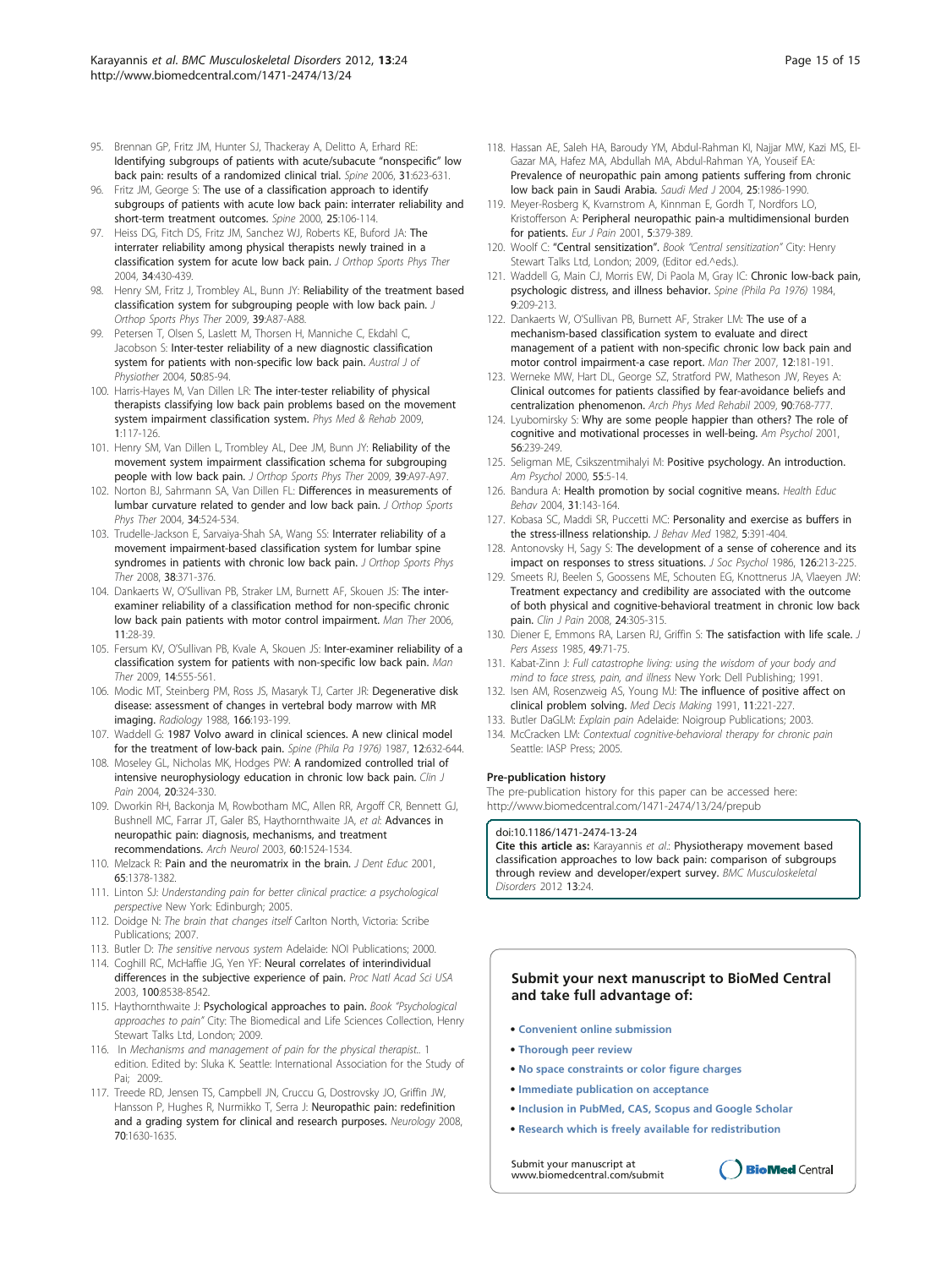95. Brennan GP, Fritz JM, Hunter SJ, Thackeray A, Delitto A, Erhard RE: **Identifying subgroups of patients with acute/subacute "nonspecific" low back pain: results of a randomized clinical trial.** *Spine* 2006, **31**:623-631.
96. Fritz JM, George S: **The use of a classification approach to identify subgroups of patients with acute low back pain: interrater reliability and short-term treatment outcomes.** *Spine* 2000, **25**:106-114.
97. Heiss DG, Fitch DS, Fritz JM, Sanchez WJ, Roberts KE, Buford JA: **The interrater reliability among physical therapists newly trained in a classification system for acute low back pain.** *J Orthop Sports Phys Ther* 2004, **34**:430-439.
98. Henry SM, Fritz J, Trombley AL, Bunn JY: **Reliability of the treatment based classification system for subgrouping people with low back pain.** *J Orthop Sports Phys Ther* 2009, **39**:A87-A88.
99. Petersen T, Olsen S, Laslett M, Thorsen H, Manniche C, Ekdahl C, Jacobson S: **Inter-tester reliability of a new diagnostic classification system for patients with non-specific low back pain.** *Austral J of Physiother* 2004, **50**:85-94.
100. Harris-Hayes M, Van Dillen LR: **The inter-tester reliability of physical therapists classifying low back pain problems based on the movement system impairment classification system.** *Phys Med & Rehab* 2009, **1**:117-126.
101. Henry SM, Van Dillen L, Trombley AL, Dee JM, Bunn JY: **Reliability of the movement system impairment classification schema for subgrouping people with low back pain.** *J Orthop Sports Phys Ther* 2009, **39**:A97-A97.
102. Norton BJ, Sahrmann SA, Van Dillen FL: **Differences in measurements of lumbar curvature related to gender and low back pain.** *J Orthop Sports Phys Ther* 2004, **34**:524-534.
103. Trudelle-Jackson E, Sarvaiya-Shah SA, Wang SS: **Interrater reliability of a movement impairment-based classification system for lumbar spine syndromes in patients with chronic low back pain.** *J Orthop Sports Phys Ther* 2008, **38**:371-376.
104. Dankaerts W, O'Sullivan PB, Straker LM, Burnett AF, Skouen JS: **The inter-examiner reliability of a classification method for non-specific chronic low back pain patients with motor control impairment.** *Man Ther* 2006, **11**:28-39.
105. Fersum KV, O'Sullivan PB, Kvale A, Skouen JS: **Inter-examiner reliability of a classification system for patients with non-specific low back pain.** *Man Ther* 2009, **14**:555-561.
106. Modic MT, Steinberg PM, Ross JS, Masaryk TJ, Carter JR: **Degenerative disk disease: assessment of changes in vertebral body marrow with MR imaging.** *Radiology* 1988, **166**:193-199.
107. Waddell G: **1987 Volvo award in clinical sciences. A new clinical model for the treatment of low-back pain.** *Spine (Phila Pa 1976)* 1987, **12**:632-644.
108. Moseley GL, Nicholas MK, Hodges PW: **A randomized controlled trial of intensive neurophysiology education in chronic low back pain.** *Clin J Pain* 2004, **20**:324-330.
109. Dworkin RH, Backonja M, Rowbotham MC, Allen RR, Argoff CR, Bennett GJ, Bushnell MC, Farrar JT, Galer BS, Haythornthwaite JA, *et al*: **Advances in neuropathic pain: diagnosis, mechanisms, and treatment recommendations.** *Arch Neurol* 2003, **60**:1524-1534.
110. Melzack R: **Pain and the neuromatrix in the brain.** *J Dent Educ* 2001, **65**:1378-1382.
111. Linton SJ: *Understanding pain for better clinical practice: a psychological perspective* New York: Edinburgh; 2005.
112. Doidge N: *The brain that changes itself* Carlton North, Victoria: Scribe Publications; 2007.
113. Butler D: *The sensitive nervous system* Adelaide: NOI Publications; 2000.
114. Coghill RC, McHaffie JG, Yen YF: **Neural correlates of interindividual differences in the subjective experience of pain.** *Proc Natl Acad Sci USA* 2003, **100**:8538-8542.
115. Haythornthwaite J: **Psychological approaches to pain.** *Book "Psychological approaches to pain"* City: The Biomedical and Life Sciences Collection, Henry Stewart Talks Ltd, London; 2009.
116. In *Mechanisms and management of pain for the physical therapist.*. 1 edition. Edited by: Sluka K. Seattle: International Association for the Study of Pai; 2009:.
117. Treede RD, Jensen TS, Campbell JN, Cruccu G, Dostrovsky JO, Griffin JW, Hansson P, Hughes R, Nurmikko T, Serra J: **Neuropathic pain: redefinition and a grading system for clinical and research purposes.** *Neurology* 2008, **70**:1630-1635.
118. Hassan AE, Saleh HA, Baroudy YM, Abdul-Rahman KI, Najjar MW, Kazi MS, El-Gazar MA, Hafez MA, Abdullah MA, Abdul-Rahman YA, Youseif EA: **Prevalence of neuropathic pain among patients suffering from chronic low back pain in Saudi Arabia.** *Saudi Med J* 2004, **25**:1986-1990.
119. Meyer-Rosberg K, Kvarnstrom A, Kinnman E, Gordh T, Nordfors LO, Kristofferson A: **Peripheral neuropathic pain-a multidimensional burden for patients.** *Eur J Pain* 2001, **5**:379-389.
120. Woolf C: **"Central sensitization".** *Book "Central sensitization"* City: Henry Stewart Talks Ltd, London; 2009, (Editor ed.^eds.).
121. Waddell G, Main CJ, Morris EW, Di Paola M, Gray IC: **Chronic low-back pain, psychologic distress, and illness behavior.** *Spine (Phila Pa 1976)* 1984, **9**:209-213.
122. Dankaerts W, O'Sullivan PB, Burnett AF, Straker LM: **The use of a mechanism-based classification system to evaluate and direct management of a patient with non-specific chronic low back pain and motor control impairment-a case report.** *Man Ther* 2007, **12**:181-191.
123. Werneke MW, Hart DL, George SZ, Stratford PW, Matheson JW, Reyes A: **Clinical outcomes for patients classified by fear-avoidance beliefs and centralization phenomenon.** *Arch Phys Med Rehabil* 2009, **90**:768-777.
124. Lyubomirsky S: **Why are some people happier than others? The role of cognitive and motivational processes in well-being.** *Am Psychol* 2001, **56**:239-249.
125. Seligman ME, Csikszentmihalyi M: **Positive psychology. An introduction.** *Am Psychol* 2000, **55**:5-14.
126. Bandura A: **Health promotion by social cognitive means.** *Health Educ Behav* 2004, **31**:143-164.
127. Kobasa SC, Maddi SR, Puccetti MC: **Personality and exercise as buffers in the stress-illness relationship.** *J Behav Med* 1982, **5**:391-404.
128. Antonovsky H, Sagy S: **The development of a sense of coherence and its impact on responses to stress situations.** *J Soc Psychol* 1986, **126**:213-225.
129. Smeets RJ, Beelen S, Goossens ME, Schouten EG, Knottnerus JA, Vlaeyen JW: **Treatment expectancy and credibility are associated with the outcome of both physical and cognitive-behavioral treatment in chronic low back pain.** *Clin J Pain* 2008, **24**:305-315.
130. Diener E, Emmons RA, Larsen RJ, Griffin S: **The satisfaction with life scale.** *J Pers Assess* 1985, **49**:71-75.
131. Kabat-Zinn J: *Full catastrophe living: using the wisdom of your body and mind to face stress, pain, and illness* New York: Dell Publishing; 1991.
132. Isen AM, Rosenzweig AS, Young MJ: **The influence of positive affect on clinical problem solving.** *Med Decis Making* 1991, **11**:221-227.
133. Butler DaGLM: *Explain pain* Adelaide: Noigroup Publications; 2003.
134. McCracken LM: *Contextual cognitive-behavioral therapy for chronic pain* Seattle: IASP Press; 2005.

## Pre-publication history

The pre-publication history for this paper can be accessed here:
http://www.biomedcentral.com/1471-2474/13/24/prepub

doi:10.1186/1471-2474-13-24

**Cite this article as:** Karayannis *et al.*: Physiotherapy movement based classification approaches to low back pain: comparison of subgroups through review and developer/expert survey. *BMC Musculoskeletal Disorders* 2012 **13**:24.

**Submit your next manuscript to BioMed Central and take full advantage of:**

- Convenient online submission
- Thorough peer review
- No space constraints or color figure charges
- Immediate publication on acceptance
- Inclusion in PubMed, CAS, Scopus and Google Scholar
- Research which is freely available for redistribution

Submit your manuscript at
www.biomedcentral.com/submit

BioMed Central